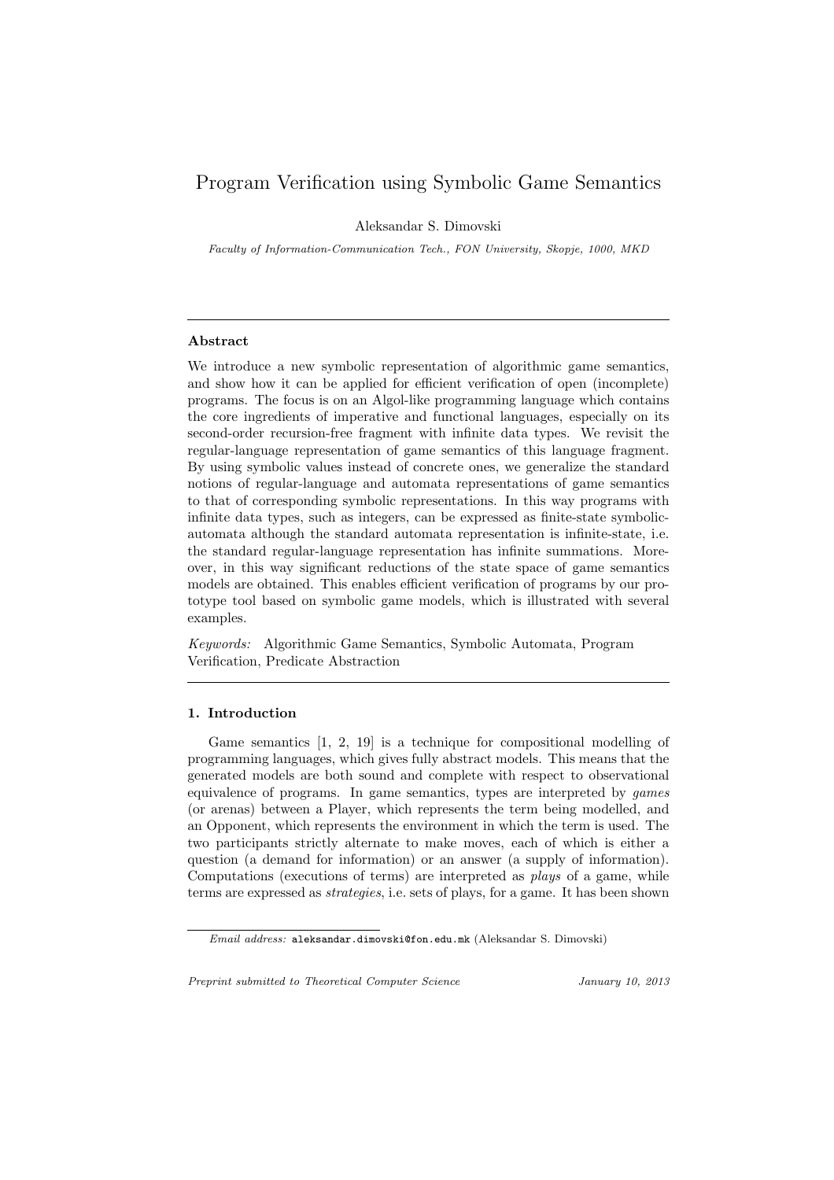# Program Verification using Symbolic Game Semantics

Aleksandar S. Dimovski

*Faculty of Information-Communication Tech., FON University, Skopje, 1000, MKD*

---

**Abstract**

We introduce a new symbolic representation of algorithmic game semantics, and show how it can be applied for efficient verification of open (incomplete) programs. The focus is on an Algol-like programming language which contains the core ingredients of imperative and functional languages, especially on its second-order recursion-free fragment with infinite data types. We revisit the regular-language representation of game semantics of this language fragment. By using symbolic values instead of concrete ones, we generalize the standard notions of regular-language and automata representations of game semantics to that of corresponding symbolic representations. In this way programs with infinite data types, such as integers, can be expressed as finite-state symbolic-automata although the standard automata representation is infinite-state, i.e. the standard regular-language representation has infinite summations. Moreover, in this way significant reductions of the state space of game semantics models are obtained. This enables efficient verification of programs by our prototype tool based on symbolic game models, which is illustrated with several examples.

*Keywords:* Algorithmic Game Semantics, Symbolic Automata, Program Verification, Predicate Abstraction

---

## 1. Introduction

Game semantics [1, 2, 19] is a technique for compositional modelling of programming languages, which gives fully abstract models. This means that the generated models are both sound and complete with respect to observational equivalence of programs. In game semantics, types are interpreted by *games* (or arenas) between a Player, which represents the term being modelled, and an Opponent, which represents the environment in which the term is used. The two participants strictly alternate to make moves, each of which is either a question (a demand for information) or an answer (a supply of information). Computations (executions of terms) are interpreted as *plays* of a game, while terms are expressed as *strategies*, i.e. sets of plays, for a game. It has been shown

*Email address:* aleksandar.dimovski@fon.edu.mk (Aleksandar S. Dimovski)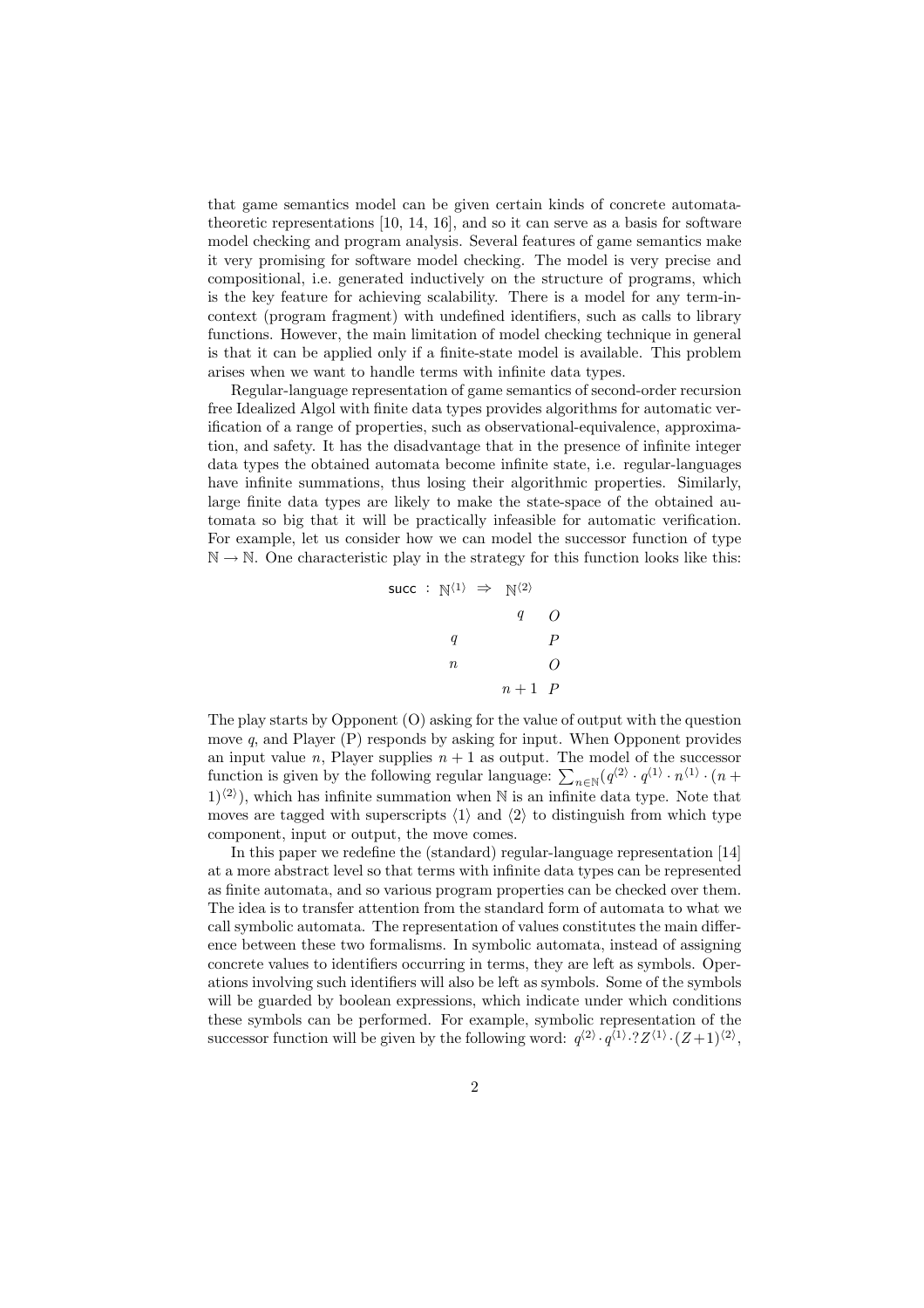that game semantics model can be given certain kinds of concrete automata-theoretic representations [10, 14, 16], and so it can serve as a basis for software model checking and program analysis. Several features of game semantics make it very promising for software model checking. The model is very precise and compositional, i.e. generated inductively on the structure of programs, which is the key feature for achieving scalability. There is a model for any term-in-context (program fragment) with undefined identifiers, such as calls to library functions. However, the main limitation of model checking technique in general is that it can be applied only if a finite-state model is available. This problem arises when we want to handle terms with infinite data types.

Regular-language representation of game semantics of second-order recursion free Idealized Algol with finite data types provides algorithms for automatic verification of a range of properties, such as observational-equivalence, approximation, and safety. It has the disadvantage that in the presence of infinite integer data types the obtained automata become infinite state, i.e. regular-languages have infinite summations, thus losing their algorithmic properties. Similarly, large finite data types are likely to make the state-space of the obtained automata so big that it will be practically infeasible for automatic verification. For example, let us consider how we can model the successor function of type $\mathbb{N} \to \mathbb{N}$. One characteristic play in the strategy for this function looks like this:

$$
\begin{array}{lcccl}
\mathsf{succ} : & \mathbb{N}^{\langle 1 \rangle} & \Rightarrow & \mathbb{N}^{\langle 2 \rangle} & \\
 & & & q & O \\
 & q & & & P \\
 & n & & & O \\
 & & & n+1 & P
\end{array}
$$

The play starts by Opponent (O) asking for the value of output with the question move $q$, and Player (P) responds by asking for input. When Opponent provides an input value $n$, Player supplies $n+1$ as output. The model of the successor function is given by the following regular language: $\sum_{n \in \mathbb{N}}(q^{\langle 2 \rangle} \cdot q^{\langle 1 \rangle} \cdot n^{\langle 1 \rangle} \cdot (n+1)^{\langle 2 \rangle})$, which has infinite summation when $\mathbb{N}$ is an infinite data type. Note that moves are tagged with superscripts $\langle 1 \rangle$ and $\langle 2 \rangle$ to distinguish from which type component, input or output, the move comes.

In this paper we redefine the (standard) regular-language representation [14] at a more abstract level so that terms with infinite data types can be represented as finite automata, and so various program properties can be checked over them. The idea is to transfer attention from the standard form of automata to what we call symbolic automata. The representation of values constitutes the main difference between these two formalisms. In symbolic automata, instead of assigning concrete values to identifiers occurring in terms, they are left as symbols. Operations involving such identifiers will also be left as symbols. Some of the symbols will be guarded by boolean expressions, which indicate under which conditions these symbols can be performed. For example, symbolic representation of the successor function will be given by the following word: $q^{\langle 2 \rangle} \cdot q^{\langle 1 \rangle} \cdot ?Z^{\langle 1 \rangle} \cdot (Z+1)^{\langle 2 \rangle}$,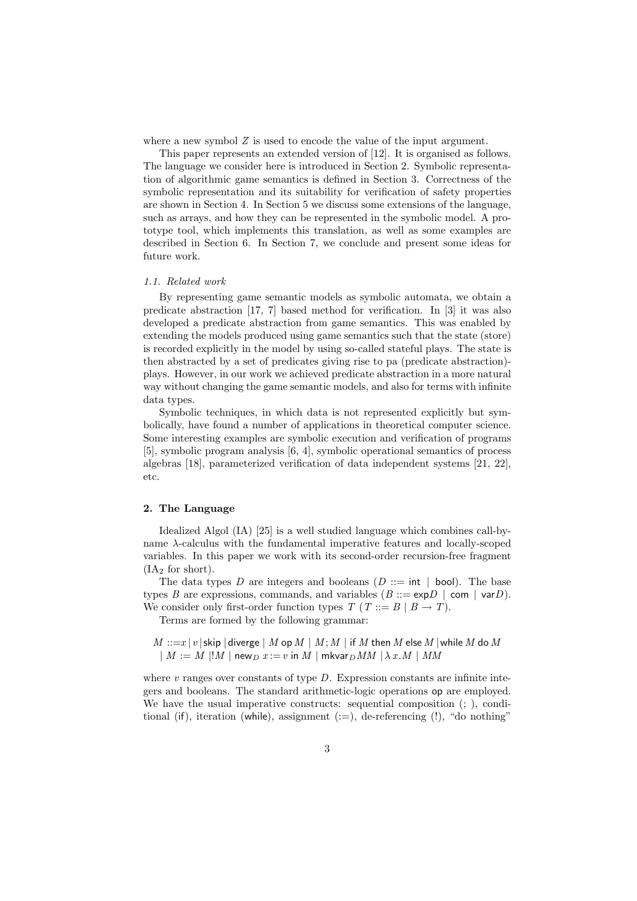where a new symbol $Z$ is used to encode the value of the input argument.

This paper represents an extended version of [12]. It is organised as follows. The language we consider here is introduced in Section 2. Symbolic representation of algorithmic game semantics is defined in Section 3. Correctness of the symbolic representation and its suitability for verification of safety properties are shown in Section 4. In Section 5 we discuss some extensions of the language, such as arrays, and how they can be represented in the symbolic model. A prototype tool, which implements this translation, as well as some examples are described in Section 6. In Section 7, we conclude and present some ideas for future work.

### 1.1. Related work

By representing game semantic models as symbolic automata, we obtain a predicate abstraction [17, 7] based method for verification. In [3] it was also developed a predicate abstraction from game semantics. This was enabled by extending the models produced using game semantics such that the state (store) is recorded explicitly in the model by using so-called stateful plays. The state is then abstracted by a set of predicates giving rise to pa (predicate abstraction)-plays. However, in our work we achieved predicate abstraction in a more natural way without changing the game semantic models, and also for terms with infinite data types.

Symbolic techniques, in which data is not represented explicitly but symbolically, have found a number of applications in theoretical computer science. Some interesting examples are symbolic execution and verification of programs [5], symbolic program analysis [6, 4], symbolic operational semantics of process algebras [18], parameterized verification of data independent systems [21, 22], etc.

## 2. The Language

Idealized Algol (IA) [25] is a well studied language which combines call-by-name $\lambda$-calculus with the fundamental imperative features and locally-scoped variables. In this paper we work with its second-order recursion-free fragment ($\mathrm{IA}_2$ for short).

The data types $D$ are integers and booleans ($D ::= \mathsf{int} \mid \mathsf{bool}$). The base types $B$ are expressions, commands, and variables ($B ::= \mathsf{exp}D \mid \mathsf{com} \mid \mathsf{var}D$). We consider only first-order function types $T$ ($T ::= B \mid B \to T$).

Terms are formed by the following grammar:

$$
\begin{aligned}
M ::= & \, x \mid v \mid \mathsf{skip} \mid \mathsf{diverge} \mid M \;\mathsf{op}\; M \mid M ; M \mid \mathsf{if}\; M \;\mathsf{then}\; M \;\mathsf{else}\; M \mid \mathsf{while}\; M \;\mathsf{do}\; M \\
& \mid M := M \mid !M \mid \mathsf{new}_D\; x := v \;\mathsf{in}\; M \mid \mathsf{mkvar}_D MM \mid \lambda\, x.M \mid MM
\end{aligned}
$$

where $v$ ranges over constants of type $D$. Expression constants are infinite integers and booleans. The standard arithmetic-logic operations $\mathsf{op}$ are employed. We have the usual imperative constructs: sequential composition (; ), conditional (if), iteration (while), assignment (:=), de-referencing (!), "do nothing"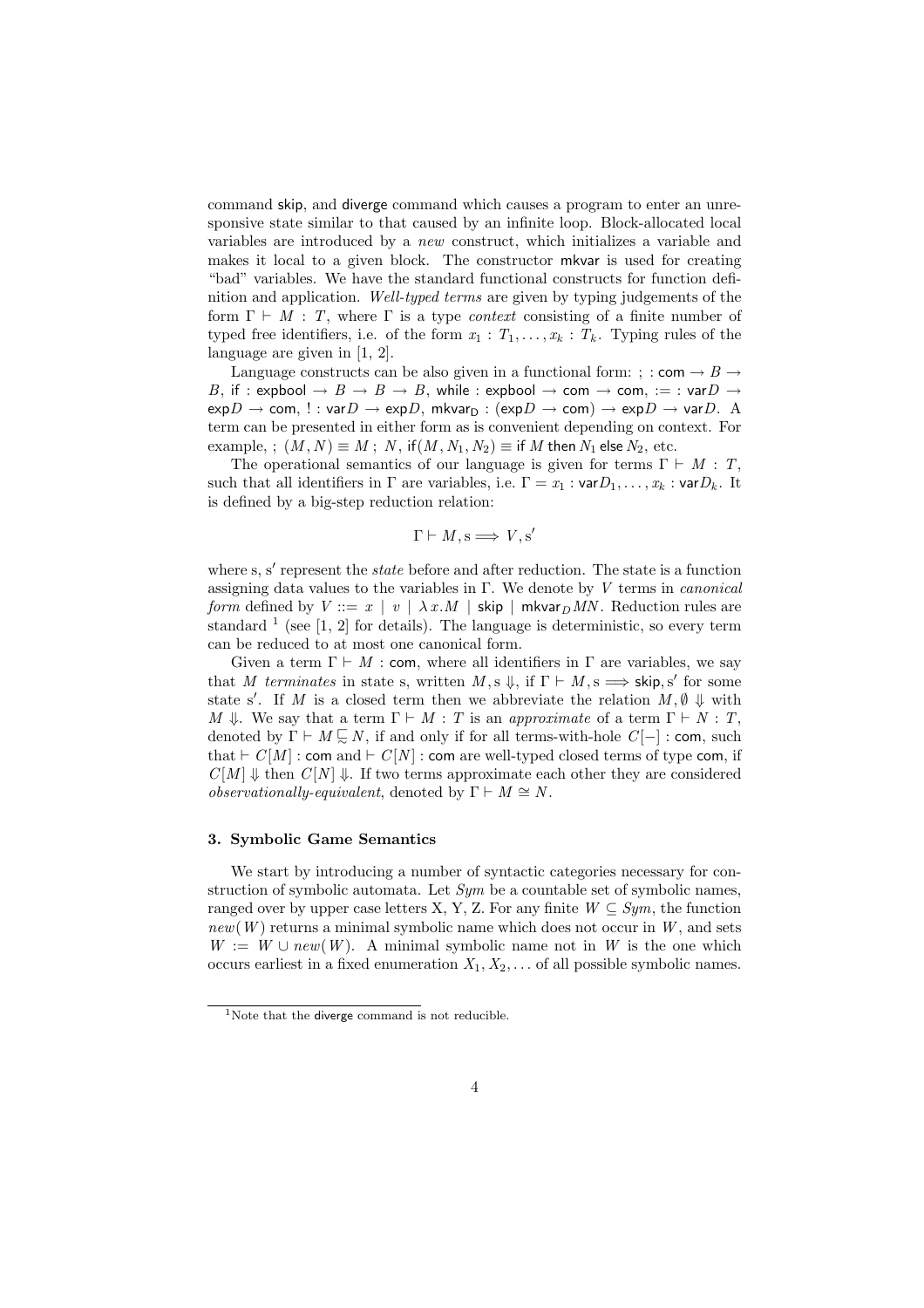command skip, and diverge command which causes a program to enter an unresponsive state similar to that caused by an infinite loop. Block-allocated local variables are introduced by a *new* construct, which initializes a variable and makes it local to a given block. The constructor mkvar is used for creating "bad" variables. We have the standard functional constructs for function definition and application. *Well-typed terms* are given by typing judgements of the form $\Gamma \vdash M : T$, where $\Gamma$ is a type *context* consisting of a finite number of typed free identifiers, i.e. of the form $x_1 : T_1, \ldots, x_k : T_k$. Typing rules of the language are given in [1, 2].

Language constructs can be also given in a functional form: $; : \mathsf{com} \to B \to B$, $\mathsf{if} : \mathsf{expbool} \to B \to B \to B$, $\mathsf{while} : \mathsf{expbool} \to \mathsf{com} \to \mathsf{com}$, $:= : \mathsf{var}D \to \mathsf{exp}D \to \mathsf{com}$, $! : \mathsf{var}D \to \mathsf{exp}D$, $\mathsf{mkvar_D} : (\mathsf{exp}D \to \mathsf{com}) \to \mathsf{exp}D \to \mathsf{var}D$. A term can be presented in either form as is convenient depending on context. For example, $;\, (M, N) \equiv M \,;\, N$, $\mathsf{if}(M, N_1, N_2) \equiv \mathsf{if}\ M\ \mathsf{then}\ N_1\ \mathsf{else}\ N_2$, etc.

The operational semantics of our language is given for terms $\Gamma \vdash M : T$, such that all identifiers in $\Gamma$ are variables, i.e. $\Gamma = x_1 : \mathsf{var}D_1, \ldots, x_k : \mathsf{var}D_k$. It is defined by a big-step reduction relation:

$$\Gamma \vdash M, \mathrm{s} \Longrightarrow V, \mathrm{s}'$$

where s, s′ represent the *state* before and after reduction. The state is a function assigning data values to the variables in $\Gamma$. We denote by $V$ terms in *canonical form* defined by $V ::= x \mid v \mid \lambda\, x.M \mid \mathsf{skip} \mid \mathsf{mkvar}_D MN$. Reduction rules are standard [1] (see [1, 2] for details). The language is deterministic, so every term can be reduced to at most one canonical form.

Given a term $\Gamma \vdash M : \mathsf{com}$, where all identifiers in $\Gamma$ are variables, we say that $M$ *terminates* in state s, written $M, \mathrm{s} \Downarrow$, if $\Gamma \vdash M, \mathrm{s} \Longrightarrow \mathsf{skip}, \mathrm{s}'$ for some state s′. If $M$ is a closed term then we abbreviate the relation $M, \emptyset \Downarrow$ with $M \Downarrow$. We say that a term $\Gamma \vdash M : T$ is an *approximate* of a term $\Gamma \vdash N : T$, denoted by $\Gamma \vdash M \sqsubseteq N$, if and only if for all terms-with-hole $C[-] : \mathsf{com}$, such that $\vdash C[M] : \mathsf{com}$ and $\vdash C[N] : \mathsf{com}$ are well-typed closed terms of type com, if $C[M] \Downarrow$ then $C[N] \Downarrow$. If two terms approximate each other they are considered *observationally-equivalent*, denoted by $\Gamma \vdash M \cong N$.

### 3. Symbolic Game Semantics

We start by introducing a number of syntactic categories necessary for construction of symbolic automata. Let *Sym* be a countable set of symbolic names, ranged over by upper case letters X, Y, Z. For any finite $W \subseteq \mathit{Sym}$, the function $\mathit{new}(W)$ returns a minimal symbolic name which does not occur in $W$, and sets $W := W \cup \mathit{new}(W)$. A minimal symbolic name not in $W$ is the one which occurs earliest in a fixed enumeration $X_1, X_2, \ldots$ of all possible symbolic names.

[1] Note that the diverge command is not reducible.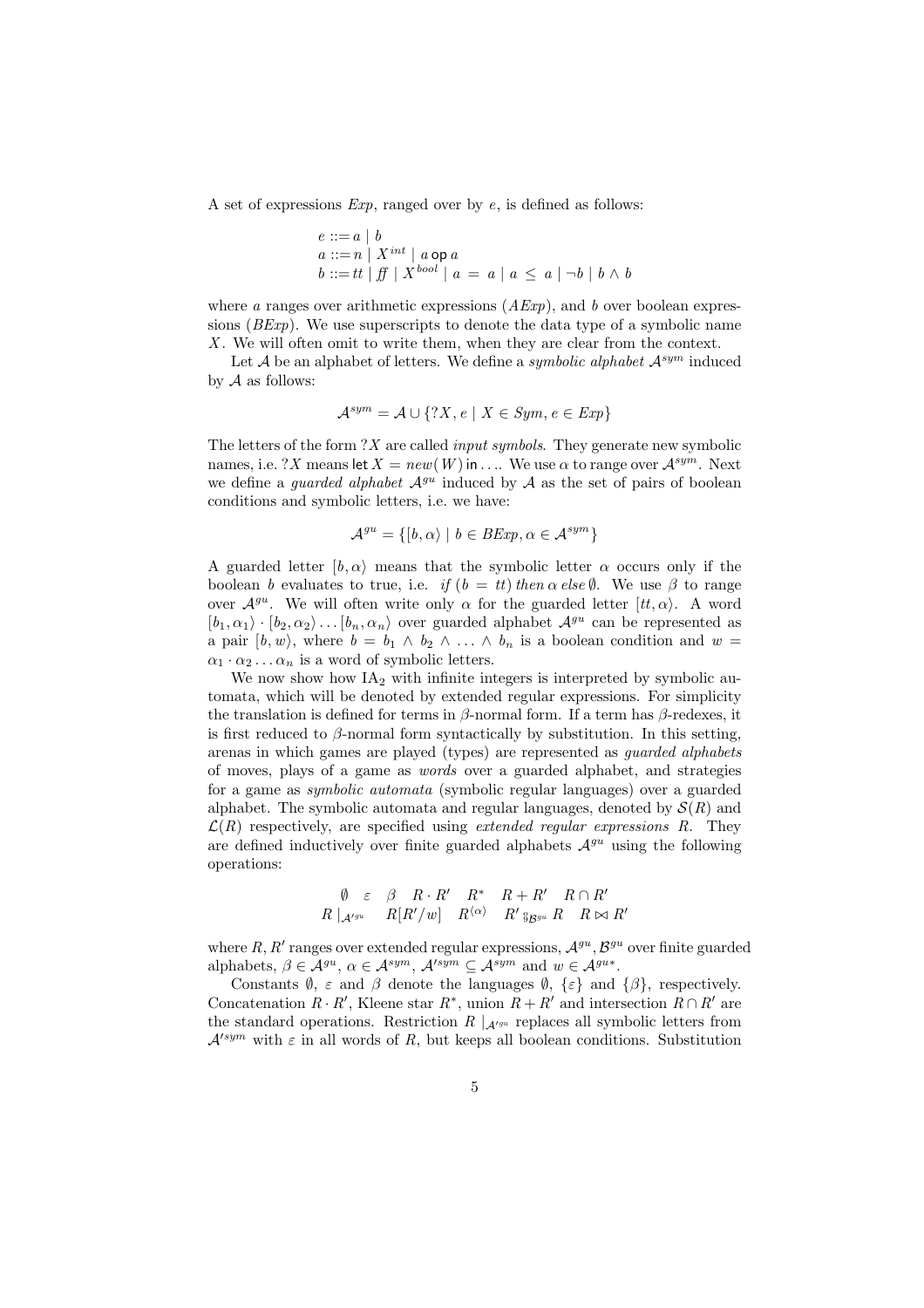A set of expressions *Exp*, ranged over by $e$, is defined as follows:

$$
\begin{aligned}
e &::= a \mid b \\
a &::= n \mid X^{int} \mid a \ \mathsf{op}\ a \\
b &::= tt \mid \mathit{ff} \mid X^{bool} \mid a = a \mid a \leq a \mid \neg b \mid b \wedge b
\end{aligned}
$$

where $a$ ranges over arithmetic expressions (*AExp*), and $b$ over boolean expressions (*BExp*). We use superscripts to denote the data type of a symbolic name $X$. We will often omit to write them, when they are clear from the context.

Let $\mathcal{A}$ be an alphabet of letters. We define a *symbolic alphabet* $\mathcal{A}^{sym}$ induced by $\mathcal{A}$ as follows:

$$\mathcal{A}^{sym} = \mathcal{A} \cup \{?X, e \mid X \in Sym, e \in Exp\}$$

The letters of the form $?X$ are called *input symbols*. They generate new symbolic names, i.e. $?X$ means $\mathsf{let}\ X = new(W)\ \mathsf{in} \ldots$. We use $\alpha$ to range over $\mathcal{A}^{sym}$. Next we define a *guarded alphabet* $\mathcal{A}^{gu}$ induced by $\mathcal{A}$ as the set of pairs of boolean conditions and symbolic letters, i.e. we have:

$$\mathcal{A}^{gu} = \{[b, \alpha\rangle \mid b \in BExp, \alpha \in \mathcal{A}^{sym}\}$$

A guarded letter $[b, \alpha\rangle$ means that the symbolic letter $\alpha$ occurs only if the boolean $b$ evaluates to true, i.e. *if* $(b = tt)$ *then* $\alpha$ *else* $\emptyset$. We use $\beta$ to range over $\mathcal{A}^{gu}$. We will often write only $\alpha$ for the guarded letter $[tt, \alpha\rangle$. A word $[b_1, \alpha_1\rangle \cdot [b_2, \alpha_2\rangle \ldots [b_n, \alpha_n\rangle$ over guarded alphabet $\mathcal{A}^{gu}$ can be represented as a pair $[b, w\rangle$, where $b = b_1 \wedge b_2 \wedge \ldots \wedge b_n$ is a boolean condition and $w = \alpha_1 \cdot \alpha_2 \ldots \alpha_n$ is a word of symbolic letters.

We now show how $\mathrm{IA}_2$ with infinite integers is interpreted by symbolic automata, which will be denoted by extended regular expressions. For simplicity the translation is defined for terms in $\beta$-normal form. If a term has $\beta$-redexes, it is first reduced to $\beta$-normal form syntactically by substitution. In this setting, arenas in which games are played (types) are represented as *guarded alphabets* of moves, plays of a game as *words* over a guarded alphabet, and strategies for a game as *symbolic automata* (symbolic regular languages) over a guarded alphabet. The symbolic automata and regular languages, denoted by $\mathcal{S}(R)$ and $\mathcal{L}(R)$ respectively, are specified using *extended regular expressions* $R$. They are defined inductively over finite guarded alphabets $\mathcal{A}^{gu}$ using the following operations:

$$
\begin{array}{ccccccc}
\emptyset & \varepsilon & \beta & R \cdot R' & R^* & R + R' & R \cap R' \\
R\mid_{\mathcal{A}'^{gu}} & R[R'/w] & R^{\langle \alpha \rangle} & R' \,{}^{\circ}_{9}{}_{\mathcal{B}^{gu}}\, R & R \bowtie R' & &
\end{array}
$$

where $R, R'$ ranges over extended regular expressions, $\mathcal{A}^{gu}, \mathcal{B}^{gu}$ over finite guarded alphabets, $\beta \in \mathcal{A}^{gu}$, $\alpha \in \mathcal{A}^{sym}$, $\mathcal{A}'^{sym} \subseteq \mathcal{A}^{sym}$ and $w \in \mathcal{A}^{gu*}$.

Constants $\emptyset$, $\varepsilon$ and $\beta$ denote the languages $\emptyset$, $\{\varepsilon\}$ and $\{\beta\}$, respectively. Concatenation $R \cdot R'$, Kleene star $R^*$, union $R + R'$ and intersection $R \cap R'$ are the standard operations. Restriction $R\mid_{\mathcal{A}'^{gu}}$ replaces all symbolic letters from $\mathcal{A}'^{sym}$ with $\varepsilon$ in all words of $R$, but keeps all boolean conditions. Substitution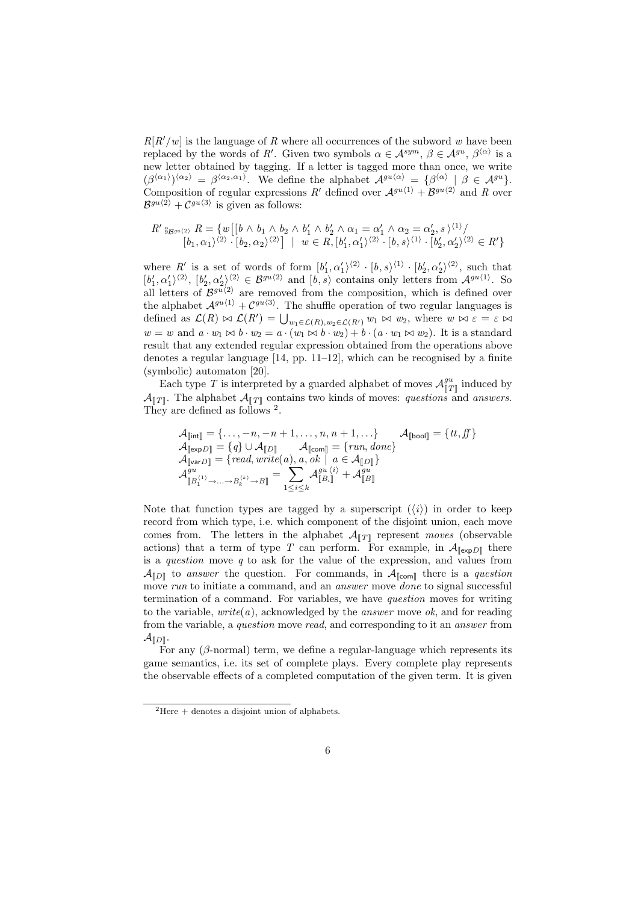$R[R'/w]$ is the language of $R$ where all occurrences of the subword $w$ have been replaced by the words of $R'$. Given two symbols $\alpha \in \mathcal{A}^{sym}$, $\beta \in \mathcal{A}^{gu}$, $\beta^{\langle\alpha\rangle}$ is a new letter obtained by tagging. If a letter is tagged more than once, we write $(\beta^{\langle\alpha_1\rangle})^{\langle\alpha_2\rangle} = \beta^{\langle\alpha_2,\alpha_1\rangle}$. We define the alphabet $\mathcal{A}^{gu\langle\alpha\rangle} = \{\beta^{\langle\alpha\rangle} \mid \beta \in \mathcal{A}^{gu}\}$. Composition of regular expressions $R'$ defined over $\mathcal{A}^{gu\langle 1\rangle} + \mathcal{B}^{gu\langle 2\rangle}$ and $R$ over $\mathcal{B}^{gu\langle 2\rangle} + \mathcal{C}^{gu\langle 3\rangle}$ is given as follows:

$$R' \,{}^{\circ}_{9}{}_{\mathcal{B}^{gu\langle 2\rangle}}\, R = \{w\big[[b \wedge b_1 \wedge b_2 \wedge b_1' \wedge b_2' \wedge \alpha_1 = \alpha_1' \wedge \alpha_2 = \alpha_2', s\,\rangle^{\langle 1\rangle}/ \\ [b_1, \alpha_1\rangle^{\langle 2\rangle} \cdot [b_2, \alpha_2\rangle^{\langle 2\rangle}\big] \;\mid\; w \in R, [b_1', \alpha_1'\rangle^{\langle 2\rangle} \cdot [b, s\rangle^{\langle 1\rangle} \cdot [b_2', \alpha_2'\rangle^{\langle 2\rangle} \in R'\}$$

where $R'$ is a set of words of form $[b_1', \alpha_1'\rangle^{\langle 2\rangle} \cdot [b, s\rangle^{\langle 1\rangle} \cdot [b_2', \alpha_2'\rangle^{\langle 2\rangle}$, such that $[b_1', \alpha_1'\rangle^{\langle 2\rangle}$, $[b_2', \alpha_2'\rangle^{\langle 2\rangle} \in \mathcal{B}^{gu\langle 2\rangle}$ and $[b, s\rangle$ contains only letters from $\mathcal{A}^{gu\langle 1\rangle}$. So all letters of $\mathcal{B}^{gu\langle 2\rangle}$ are removed from the composition, which is defined over the alphabet $\mathcal{A}^{gu\langle 1\rangle} + \mathcal{C}^{gu\langle 3\rangle}$. The shuffle operation of two regular languages is defined as $\mathcal{L}(R) \bowtie \mathcal{L}(R') = \bigcup_{w_1 \in \mathcal{L}(R), w_2 \in \mathcal{L}(R')} w_1 \bowtie w_2$, where $w \bowtie \varepsilon = \varepsilon \bowtie w = w$ and $a \cdot w_1 \bowtie b \cdot w_2 = a \cdot (w_1 \bowtie b \cdot w_2) + b \cdot (a \cdot w_1 \bowtie w_2)$. It is a standard result that any extended regular expression obtained from the operations above denotes a regular language [14, pp. 11–12], which can be recognised by a finite (symbolic) automaton [20].

Each type $T$ is interpreted by a guarded alphabet of moves $\mathcal{A}^{gu}_{[\![T]\!]}$ induced by $\mathcal{A}_{[\![T]\!]}$. The alphabet $\mathcal{A}_{[\![T]\!]}$ contains two kinds of moves: *questions* and *answers*. They are defined as follows [2].

$$\begin{aligned}
&\mathcal{A}_{[\![\mathsf{int}]\!]} = \{\ldots, -n, -n+1, \ldots, n, n+1, \ldots\} \qquad \mathcal{A}_{[\![\mathsf{bool}]\!]} = \{tt, f\!f\} \\
&\mathcal{A}_{[\![\mathsf{exp}D]\!]} = \{q\} \cup \mathcal{A}_{[\![D]\!]} \qquad \mathcal{A}_{[\![\mathsf{com}]\!]} = \{run, done\} \\
&\mathcal{A}_{[\![\mathsf{var}D]\!]} = \{read, write(a), a, ok \mid a \in \mathcal{A}_{[\![D]\!]}\} \\
&\mathcal{A}^{gu}_{[\![B_1^{\langle 1\rangle} \to \ldots \to B_k^{\langle k\rangle} \to B]\!]} = \sum_{1 \le i \le k} \mathcal{A}^{gu\,\langle i\rangle}_{[\![B_i]\!]} + \mathcal{A}^{gu}_{[\![B]\!]}
\end{aligned}$$

Note that function types are tagged by a superscript ($\langle i\rangle$) in order to keep record from which type, i.e. which component of the disjoint union, each move comes from. The letters in the alphabet $\mathcal{A}_{[\![T]\!]}$ represent *moves* (observable actions) that a term of type $T$ can perform. For example, in $\mathcal{A}_{[\![\mathsf{exp}D]\!]}$ there is a *question* move $q$ to ask for the value of the expression, and values from $\mathcal{A}_{[\![D]\!]}$ to *answer* the question. For commands, in $\mathcal{A}_{[\![\mathsf{com}]\!]}$ there is a *question* move *run* to initiate a command, and an *answer* move *done* to signal successful termination of a command. For variables, we have *question* moves for writing to the variable, *write*($a$), acknowledged by the *answer* move *ok*, and for reading from the variable, a *question* move *read*, and corresponding to it an *answer* from $\mathcal{A}_{[\![D]\!]}$.

For any ($\beta$-normal) term, we define a regular-language which represents its game semantics, i.e. its set of complete plays. Every complete play represents the observable effects of a completed computation of the given term. It is given

---

[2] Here + denotes a disjoint union of alphabets.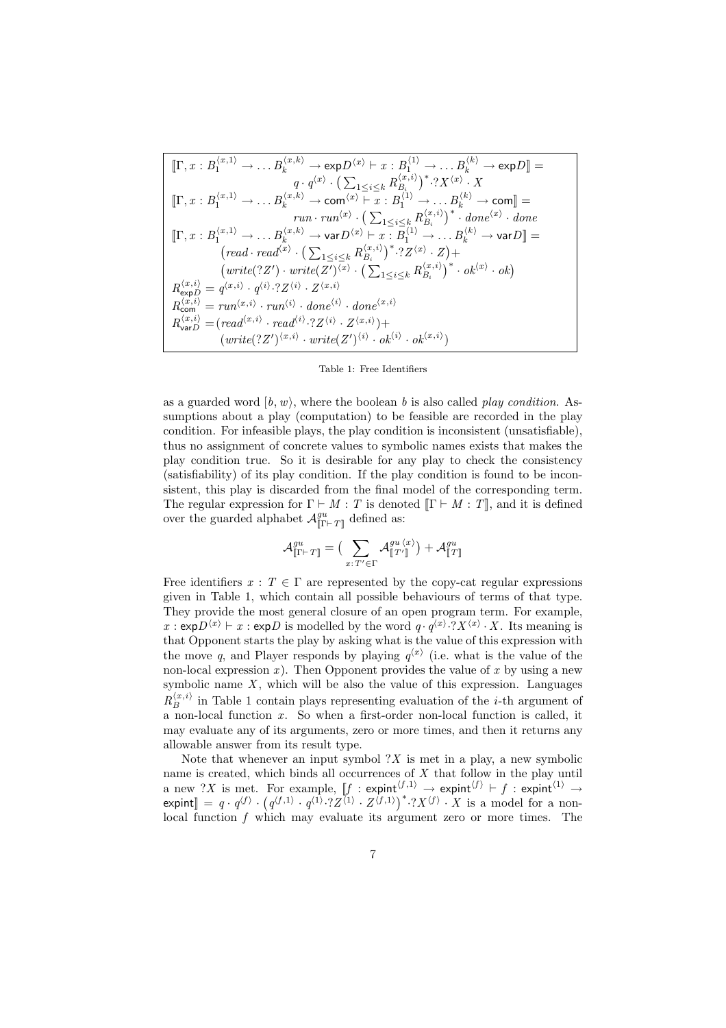$$
\begin{array}{l}
[\![\Gamma, x : B_1^{\langle x,1\rangle} \to \ldots B_k^{\langle x,k\rangle} \to \mathsf{exp}D^{\langle x\rangle} \vdash x : B_1^{\langle 1\rangle} \to \ldots B_k^{\langle k\rangle} \to \mathsf{exp}D]\!] = \\
\qquad\qquad q \cdot q^{\langle x\rangle} \cdot \big(\sum_{1\leq i\leq k} R_{B_i}^{\langle x,i\rangle}\big)^* \cdot ?X^{\langle x\rangle} \cdot X \\
[\![\Gamma, x : B_1^{\langle x,1\rangle} \to \ldots B_k^{\langle x,k\rangle} \to \mathsf{com}^{\langle x\rangle} \vdash x : B_1^{\langle 1\rangle} \to \ldots B_k^{\langle k\rangle} \to \mathsf{com}]\!] = \\
\qquad\qquad run \cdot run^{\langle x\rangle} \cdot \big(\sum_{1\leq i\leq k} R_{B_i}^{\langle x,i\rangle}\big)^* \cdot done^{\langle x\rangle} \cdot done \\
[\![\Gamma, x : B_1^{\langle x,1\rangle} \to \ldots B_k^{\langle x,k\rangle} \to \mathsf{var}D^{\langle x\rangle} \vdash x : B_1^{\langle 1\rangle} \to \ldots B_k^{\langle k\rangle} \to \mathsf{var}D]\!] = \\
\qquad \big(read \cdot read^{\langle x\rangle} \cdot \big(\sum_{1\leq i\leq k} R_{B_i}^{\langle x,i\rangle}\big)^* \cdot ?Z^{\langle x\rangle} \cdot Z\big) + \\
\qquad \big(write(?Z') \cdot write(Z')^{\langle x\rangle} \cdot \big(\sum_{1\leq i\leq k} R_{B_i}^{\langle x,i\rangle}\big)^* \cdot ok^{\langle x\rangle} \cdot ok\big) \\
R_{\mathsf{exp}D}^{\langle x,i\rangle} = q^{\langle x,i\rangle} \cdot q^{\langle i\rangle} \cdot ?Z^{\langle i\rangle} \cdot Z^{\langle x,i\rangle} \\
R_{\mathsf{com}}^{\langle x,i\rangle} = run^{\langle x,i\rangle} \cdot run^{\langle i\rangle} \cdot done^{\langle i\rangle} \cdot done^{\langle x,i\rangle} \\
R_{\mathsf{var}D}^{\langle x,i\rangle} = (read^{\langle x,i\rangle} \cdot read^{\langle i\rangle} \cdot ?Z^{\langle i\rangle} \cdot Z^{\langle x,i\rangle}) + \\
\qquad (write(?Z')^{\langle x,i\rangle} \cdot write(Z')^{\langle i\rangle} \cdot ok^{\langle i\rangle} \cdot ok^{\langle x,i\rangle})
\end{array}
$$

Table 1: Free Identifiers

as a guarded word $[b, w\rangle$, where the boolean $b$ is also called *play condition*. Assumptions about a play (computation) to be feasible are recorded in the play condition. For infeasible plays, the play condition is inconsistent (unsatisfiable), thus no assignment of concrete values to symbolic names exists that makes the play condition true. So it is desirable for any play to check the consistency (satisfiability) of its play condition. If the play condition is found to be inconsistent, this play is discarded from the final model of the corresponding term. The regular expression for $\Gamma \vdash M : T$ is denoted $[\![\Gamma \vdash M : T]\!]$, and it is defined over the guarded alphabet $\mathcal{A}^{gu}_{[\![\Gamma\vdash T]\!]}$ defined as:

$$
\mathcal{A}^{gu}_{[\![\Gamma\vdash T]\!]} = \big(\sum_{x:T'\in\Gamma} \mathcal{A}^{gu\,\langle x\rangle}_{[\![T']\!]}\big) + \mathcal{A}^{gu}_{[\![T]\!]}
$$

Free identifiers $x : T \in \Gamma$ are represented by the copy-cat regular expressions given in Table 1, which contain all possible behaviours of terms of that type. They provide the most general closure of an open program term. For example, $x : \mathsf{exp}D^{\langle x\rangle} \vdash x : \mathsf{exp}D$ is modelled by the word $q \cdot q^{\langle x\rangle} \cdot ?X^{\langle x\rangle} \cdot X$. Its meaning is that Opponent starts the play by asking what is the value of this expression with the move $q$, and Player responds by playing $q^{\langle x\rangle}$ (i.e. what is the value of the non-local expression $x$). Then Opponent provides the value of $x$ by using a new symbolic name $X$, which will be also the value of this expression. Languages $R_B^{\langle x,i\rangle}$ in Table 1 contain plays representing evaluation of the $i$-th argument of a non-local function $x$. So when a first-order non-local function is called, it may evaluate any of its arguments, zero or more times, and then it returns any allowable answer from its result type.

Note that whenever an input symbol $?X$ is met in a play, a new symbolic name is created, which binds all occurrences of $X$ that follow in the play until a new $?X$ is met. For example, $[\![f : \mathsf{expint}^{\langle f,1\rangle} \to \mathsf{expint}^{\langle f\rangle} \vdash f : \mathsf{expint}^{\langle 1\rangle} \to \mathsf{expint}]\!] = q \cdot q^{\langle f\rangle} \cdot \big(q^{\langle f,1\rangle} \cdot q^{\langle 1\rangle} \cdot ?Z^{\langle 1\rangle} \cdot Z^{\langle f,1\rangle}\big)^* \cdot ?X^{\langle f\rangle} \cdot X$ is a model for a non-local function $f$ which may evaluate its argument zero or more times. The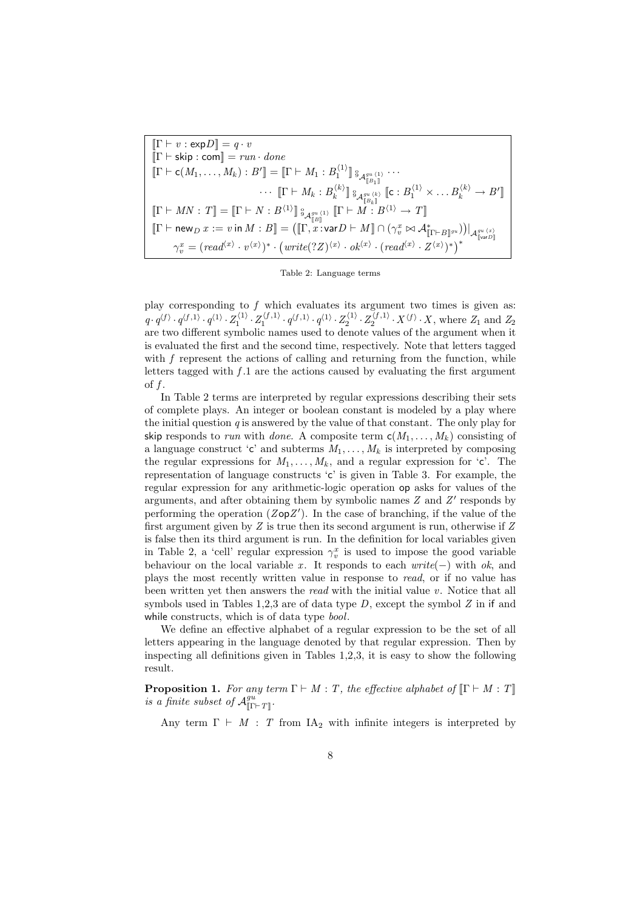$$
\begin{aligned}
&[\![\Gamma \vdash v : \mathsf{exp}D]\!] = q \cdot v \\
&[\![\Gamma \vdash \mathsf{skip} : \mathsf{com}]\!] = run \cdot done \\
&[\![\Gamma \vdash \mathsf{c}(M_1, \ldots, M_k) : B']\!] = [\![\Gamma \vdash M_1 : B_1^{\langle 1 \rangle}]\!] \mathbin{\text{\textfrak{;}}}_{\mathcal{A}^{gu}_{[\![B_1]\!]}{}^{\langle 1 \rangle}} \cdots \\
&\qquad\qquad \cdots [\![\Gamma \vdash M_k : B_k^{\langle k \rangle}]\!] \mathbin{\text{\textfrak{;}}}_{\mathcal{A}^{gu}_{[\![B_k]\!]}{}^{\langle k \rangle}} [\![\mathsf{c} : B_1^{\langle 1 \rangle} \times \ldots B_k^{\langle k \rangle} \to B']\!] \\
&[\![\Gamma \vdash MN : T]\!] = [\![\Gamma \vdash N : B^{\langle 1 \rangle}]\!] \mathbin{\text{\textfrak{;}}}_{\mathcal{A}^{gu}_{[\![B]\!]}{}^{\langle 1 \rangle}} [\![\Gamma \vdash M : B^{\langle 1 \rangle} \to T]\!] \\
&[\![\Gamma \vdash \mathsf{new}_D\, x := v \,\mathsf{in}\, M : B]\!] = \left([\![\Gamma, x : \mathsf{var}D \vdash M]\!] \cap (\gamma_v^x \bowtie \mathcal{A}^*_{[\![\Gamma \vdash B]\!]^{gu}})\right)\big|_{\mathcal{A}^{gu}_{[\![\mathsf{var}D]\!]}{}^{\langle x \rangle}} \\
&\quad \gamma_v^x = (read^{\langle x \rangle} \cdot v^{\langle x \rangle})^* \cdot \left(write(?Z)^{\langle x \rangle} \cdot ok^{\langle x \rangle} \cdot (read^{\langle x \rangle} \cdot Z^{\langle x \rangle})^*\right)^*
\end{aligned}
$$

Table 2: Language terms

play corresponding to $f$ which evaluates its argument two times is given as: $q \cdot q^{\langle f \rangle} \cdot q^{\langle f,1 \rangle} \cdot q^{\langle 1 \rangle} \cdot Z_1^{\langle 1 \rangle} \cdot Z_1^{\langle f,1 \rangle} \cdot q^{\langle f,1 \rangle} \cdot q^{\langle 1 \rangle} \cdot Z_2^{\langle 1 \rangle} \cdot Z_2^{\langle f,1 \rangle} \cdot X^{\langle f \rangle} \cdot X$, where $Z_1$ and $Z_2$ are two different symbolic names used to denote values of the argument when it is evaluated the first and the second time, respectively. Note that letters tagged with $f$ represent the actions of calling and returning from the function, while letters tagged with $f.1$ are the actions caused by evaluating the first argument of $f$.

In Table 2 terms are interpreted by regular expressions describing their sets of complete plays. An integer or boolean constant is modeled by a play where the initial question $q$ is answered by the value of that constant. The only play for skip responds to *run* with *done*. A composite term $\mathsf{c}(M_1, \ldots, M_k)$ consisting of a language construct 'c' and subterms $M_1, \ldots, M_k$ is interpreted by composing the regular expressions for $M_1, \ldots, M_k$, and a regular expression for 'c'. The representation of language constructs 'c' is given in Table 3. For example, the regular expression for any arithmetic-logic operation op asks for values of the arguments, and after obtaining them by symbolic names $Z$ and $Z'$ responds by performing the operation ($Z \mathsf{op} Z'$). In the case of branching, if the value of the first argument given by $Z$ is true then its second argument is run, otherwise if $Z$ is false then its third argument is run. In the definition for local variables given in Table 2, a 'cell' regular expression $\gamma_v^x$ is used to impose the good variable behaviour on the local variable $x$. It responds to each *write*$(-)$ with *ok*, and plays the most recently written value in response to *read*, or if no value has been written yet then answers the *read* with the initial value $v$. Notice that all symbols used in Tables 1,2,3 are of data type $D$, except the symbol $Z$ in if and while constructs, which is of data type *bool*.

We define an effective alphabet of a regular expression to be the set of all letters appearing in the language denoted by that regular expression. Then by inspecting all definitions given in Tables 1,2,3, it is easy to show the following result.

**Proposition 1.** *For any term $\Gamma \vdash M : T$, the effective alphabet of $[\![\Gamma \vdash M : T]\!]$ is a finite subset of $\mathcal{A}^{gu}_{[\![\Gamma \vdash T]\!]}$.*

Any term $\Gamma \vdash M : T$ from $\mathrm{IA}_2$ with infinite integers is interpreted by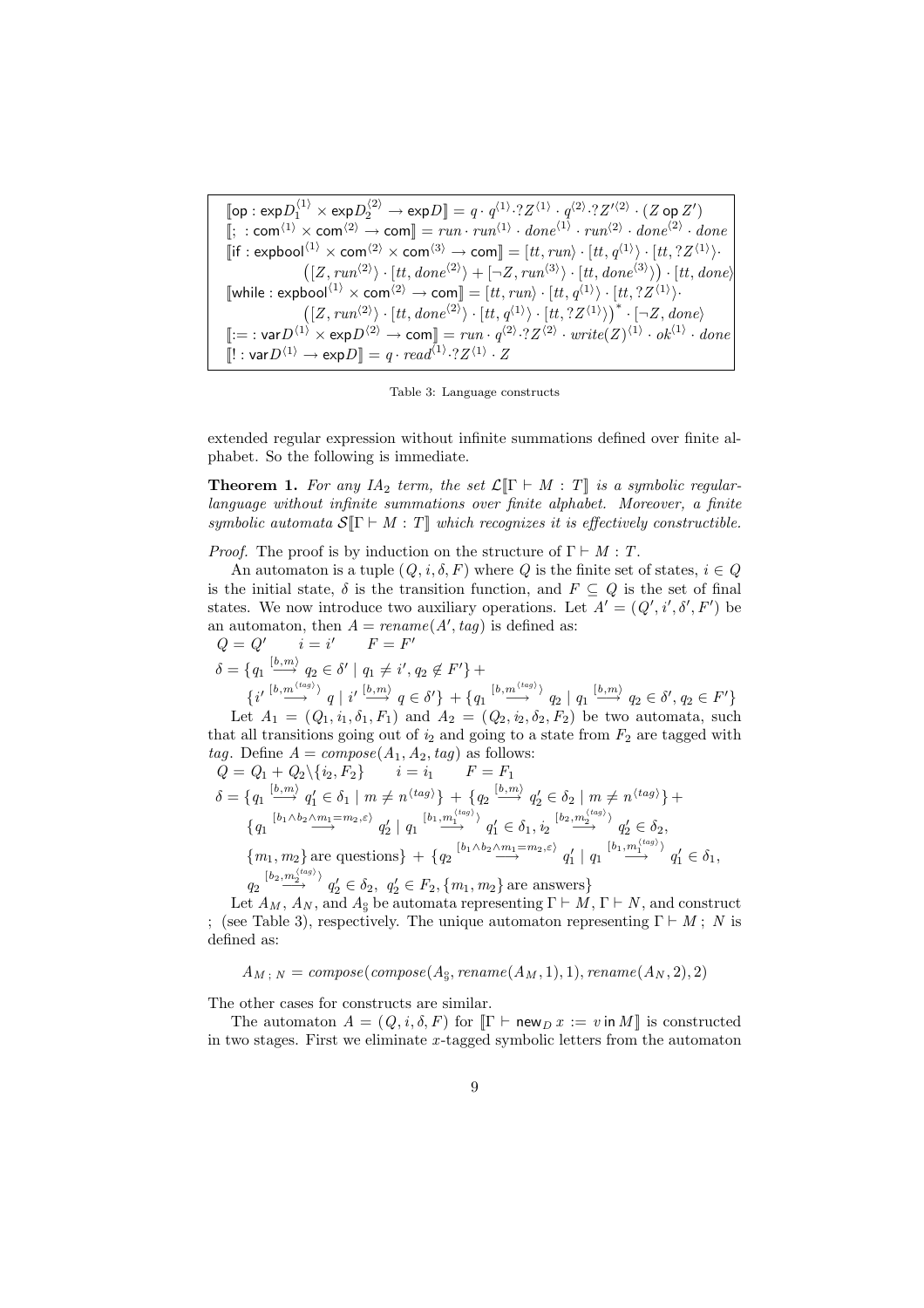$$
\begin{array}{l}
[\![\mathsf{op} : \mathsf{exp}D_1^{\langle 1\rangle} \times \mathsf{exp}D_2^{\langle 2\rangle} \to \mathsf{exp}D]\!] = q \cdot q^{\langle 1\rangle} \cdot ?Z^{\langle 1\rangle} \cdot q^{\langle 2\rangle} \cdot ?Z'^{\langle 2\rangle} \cdot (Z \;\mathsf{op}\; Z') \\
[\![;\; : \mathsf{com}^{\langle 1\rangle} \times \mathsf{com}^{\langle 2\rangle} \to \mathsf{com}]\!] = run \cdot run^{\langle 1\rangle} \cdot done^{\langle 1\rangle} \cdot run^{\langle 2\rangle} \cdot done^{\langle 2\rangle} \cdot done \\
[\![\mathsf{if} : \mathsf{expbool}^{\langle 1\rangle} \times \mathsf{com}^{\langle 2\rangle} \times \mathsf{com}^{\langle 3\rangle} \to \mathsf{com}]\!] = [tt, run\rangle \cdot [tt, q^{\langle 1\rangle}\rangle \cdot [tt, ?Z^{\langle 1\rangle}\rangle \cdot \\
\qquad \big([Z, run^{\langle 2\rangle}\rangle \cdot [tt, done^{\langle 2\rangle}\rangle + [\neg Z, run^{\langle 3\rangle}\rangle \cdot [tt, done^{\langle 3\rangle}\rangle\big) \cdot [tt, done\rangle \\
[\![\mathsf{while} : \mathsf{expbool}^{\langle 1\rangle} \times \mathsf{com}^{\langle 2\rangle} \to \mathsf{com}]\!] = [tt, run\rangle \cdot [tt, q^{\langle 1\rangle}\rangle \cdot [tt, ?Z^{\langle 1\rangle}\rangle \cdot \\
\qquad \big([Z, run^{\langle 2\rangle}\rangle \cdot [tt, done^{\langle 2\rangle}\rangle \cdot [tt, q^{\langle 1\rangle}\rangle \cdot [tt, ?Z^{\langle 1\rangle}\rangle\big)^* \cdot [\neg Z, done\rangle \\
[\![:= : \mathsf{var}D^{\langle 1\rangle} \times \mathsf{exp}D^{\langle 2\rangle} \to \mathsf{com}]\!] = run \cdot q^{\langle 2\rangle} \cdot ?Z^{\langle 2\rangle} \cdot write(Z)^{\langle 1\rangle} \cdot ok^{\langle 1\rangle} \cdot done \\
[\![! : \mathsf{var}D^{\langle 1\rangle} \to \mathsf{exp}D]\!] = q \cdot read^{\langle 1\rangle} \cdot ?Z^{\langle 1\rangle} \cdot Z
\end{array}
$$

Table 3: Language constructs

extended regular expression without infinite summations defined over finite alphabet. So the following is immediate.

**Theorem 1.** *For any $IA_2$ term, the set $\mathcal{L}[\![\Gamma \vdash M : T]\!]$ is a symbolic regular-language without infinite summations over finite alphabet. Moreover, a finite symbolic automata $\mathcal{S}[\![\Gamma \vdash M : T]\!]$ which recognizes it is effectively constructible.*

*Proof.* The proof is by induction on the structure of $\Gamma \vdash M : T$.

An automaton is a tuple $(Q, i, \delta, F)$ where $Q$ is the finite set of states, $i \in Q$ is the initial state, $\delta$ is the transition function, and $F \subseteq Q$ is the set of final states. We now introduce two auxiliary operations. Let $A' = (Q', i', \delta', F')$ be an automaton, then $A = rename(A', tag)$ is defined as:

$Q = Q' \qquad i = i' \qquad F = F'$

$\delta = \{q_1 \xrightarrow{[b,m\rangle} q_2 \in \delta' \mid q_1 \neq i', q_2 \notin F'\} +$
$\{i' \xrightarrow{[b,m^{\langle tag\rangle}\rangle} q \mid i' \xrightarrow{[b,m\rangle} q \in \delta'\} + \{q_1 \xrightarrow{[b,m^{\langle tag\rangle}\rangle} q_2 \mid q_1 \xrightarrow{[b,m\rangle} q_2 \in \delta', q_2 \in F'\}$

Let $A_1 = (Q_1, i_1, \delta_1, F_1)$ and $A_2 = (Q_2, i_2, \delta_2, F_2)$ be two automata, such that all transitions going out of $i_2$ and going to a state from $F_2$ are tagged with $tag$. Define $A = compose(A_1, A_2, tag)$ as follows:

$Q = Q_1 + Q_2 \backslash \{i_2, F_2\} \qquad i = i_1 \qquad F = F_1$

$\delta = \{q_1 \xrightarrow{[b,m\rangle} q_1' \in \delta_1 \mid m \neq n^{\langle tag\rangle}\} + \{q_2 \xrightarrow{[b,m\rangle} q_2' \in \delta_2 \mid m \neq n^{\langle tag\rangle}\} +$
$\{q_1 \xrightarrow{[b_1 \wedge b_2 \wedge m_1 = m_2, \varepsilon\rangle} q_2' \mid q_1 \xrightarrow{[b_1, m_1^{\langle tag\rangle}\rangle} q_1' \in \delta_1, i_2 \xrightarrow{[b_2, m_2^{\langle tag\rangle}\rangle} q_2' \in \delta_2,$
$\{m_1, m_2\}$ are questions$\}$ $+ \{q_2 \xrightarrow{[b_1 \wedge b_2 \wedge m_1 = m_2, \varepsilon\rangle} q_1' \mid q_1 \xrightarrow{[b_1, m_1^{\langle tag\rangle}\rangle} q_1' \in \delta_1,$
$q_2 \xrightarrow{[b_2, m_2^{\langle tag\rangle}\rangle} q_2' \in \delta_2,\; q_2' \in F_2, \{m_1, m_2\}$ are answers$\}$

Let $A_M$, $A_N$, and $A_;$ be automata representing $\Gamma \vdash M$, $\Gamma \vdash N$, and construct ; (see Table 3), respectively. The unique automaton representing $\Gamma \vdash M \,;\, N$ is defined as:

$$A_{M\,;\,N} = compose(compose(A_;, rename(A_M, 1), 1), rename(A_N, 2), 2)$$

The other cases for constructs are similar.

The automaton $A = (Q, i, \delta, F)$ for $[\![\Gamma \vdash \mathsf{new}_D\, x := v \;\mathsf{in}\; M]\!]$ is constructed in two stages. First we eliminate $x$-tagged symbolic letters from the automaton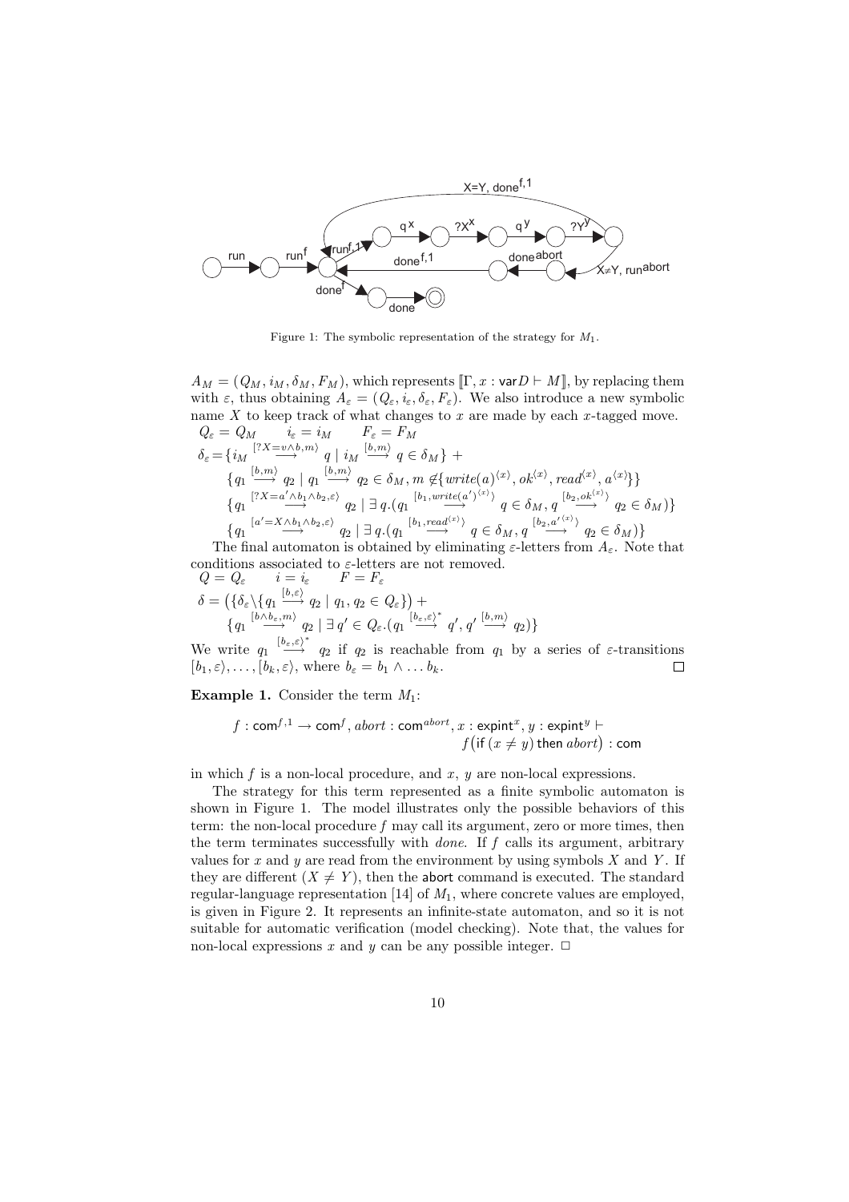Figure 1: The symbolic representation of the strategy for $M_1$.

$A_M = (Q_M, i_M, \delta_M, F_M)$, which represents $[\![\Gamma, x : \mathsf{var}D \vdash M]\!]$, by replacing them with $\varepsilon$, thus obtaining $A_\varepsilon = (Q_\varepsilon, i_\varepsilon, \delta_\varepsilon, F_\varepsilon)$. We also introduce a new symbolic name $X$ to keep track of what changes to $x$ are made by each $x$-tagged move.

$$Q_\varepsilon = Q_M \qquad i_\varepsilon = i_M \qquad F_\varepsilon = F_M$$

$$\begin{aligned}
\delta_\varepsilon = &\{ i_M \stackrel{[?X=v \wedge b, m\rangle}{\longrightarrow} q \mid i_M \stackrel{[b,m\rangle}{\longrightarrow} q \in \delta_M \} + \\
&\{ q_1 \stackrel{[b,m\rangle}{\longrightarrow} q_2 \mid q_1 \stackrel{[b,m\rangle}{\longrightarrow} q_2 \in \delta_M, m \notin \{ write(a)^{\langle x \rangle}, ok^{\langle x \rangle}, read^{\langle x \rangle}, a^{\langle x \rangle} \} \} \\
&\{ q_1 \stackrel{[?X=a' \wedge b_1 \wedge b_2, \varepsilon\rangle}{\longrightarrow} q_2 \mid \exists\, q.( q_1 \stackrel{[b_1, write(a')^{\langle x \rangle}\rangle}{\longrightarrow} q \in \delta_M, q \stackrel{[b_2, ok^{\langle x \rangle}\rangle}{\longrightarrow} q_2 \in \delta_M ) \} \\
&\{ q_1 \stackrel{[a'=X \wedge b_1 \wedge b_2, \varepsilon\rangle}{\longrightarrow} q_2 \mid \exists\, q.( q_1 \stackrel{[b_1, read^{\langle x \rangle}\rangle}{\longrightarrow} q \in \delta_M, q \stackrel{[b_2, a'^{\langle x \rangle}\rangle}{\longrightarrow} q_2 \in \delta_M ) \}
\end{aligned}$$

The final automaton is obtained by eliminating $\varepsilon$-letters from $A_\varepsilon$. Note that conditions associated to $\varepsilon$-letters are not removed.

$$Q = Q_\varepsilon \qquad i = i_\varepsilon \qquad F = F_\varepsilon$$

$$\begin{aligned}
\delta = &\big( \{ \delta_\varepsilon \backslash \{ q_1 \stackrel{[b,\varepsilon\rangle}{\longrightarrow} q_2 \mid q_1, q_2 \in Q_\varepsilon \} \big) + \\
&\{ q_1 \stackrel{[b \wedge b_\varepsilon, m\rangle}{\longrightarrow} q_2 \mid \exists\, q' \in Q_\varepsilon.( q_1 \stackrel{[b_\varepsilon, \varepsilon\rangle^*}{\longrightarrow} q', q' \stackrel{[b,m\rangle}{\longrightarrow} q_2 ) \}
\end{aligned}$$

We write $q_1 \stackrel{[b_\varepsilon,\varepsilon\rangle^*}{\longrightarrow} q_2$ if $q_2$ is reachable from $q_1$ by a series of $\varepsilon$-transitions $[b_1, \varepsilon\rangle, \ldots, [b_k, \varepsilon\rangle$, where $b_\varepsilon = b_1 \wedge \ldots b_k$. $\square$

**Example 1.** Consider the term $M_1$:

$$f : \mathsf{com}^{f,1} \to \mathsf{com}^f, abort : \mathsf{com}^{abort}, x : \mathsf{expint}^x, y : \mathsf{expint}^y \vdash \\ f\big(\mathsf{if}\ (x \neq y)\ \mathsf{then}\ abort\big) : \mathsf{com}$$

in which $f$ is a non-local procedure, and $x$, $y$ are non-local expressions.

The strategy for this term represented as a finite symbolic automaton is shown in Figure 1. The model illustrates only the possible behaviors of this term: the non-local procedure $f$ may call its argument, zero or more times, then the term terminates successfully with *done*. If $f$ calls its argument, arbitrary values for $x$ and $y$ are read from the environment by using symbols $X$ and $Y$. If they are different ($X \neq Y$), then the abort command is executed. The standard regular-language representation [14] of $M_1$, where concrete values are employed, is given in Figure 2. It represents an infinite-state automaton, and so it is not suitable for automatic verification (model checking). Note that, the values for non-local expressions $x$ and $y$ can be any possible integer. $\square$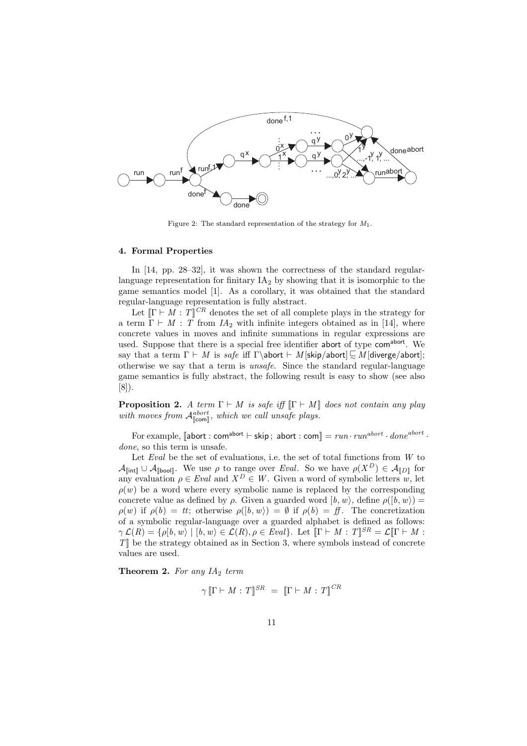Figure 2: The standard representation of the strategy for $M_1$.

#### 4. Formal Properties

In [14, pp. 28–32], it was shown the correctness of the standard regular-language representation for finitary $\mathrm{IA}_2$ by showing that it is isomorphic to the game semantics model [1]. As a corollary, it was obtained that the standard regular-language representation is fully abstract.

Let $[\![\Gamma \vdash M : T]\!]^{CR}$ denotes the set of all complete plays in the strategy for a term $\Gamma \vdash M : T$ from $IA_2$ with infinite integers obtained as in [14], where concrete values in moves and infinite summations in regular expressions are used. Suppose that there is a special free identifier $\mathsf{abort}$ of type $\mathsf{com}^{\mathsf{abort}}$. We say that a term $\Gamma \vdash M$ is *safe* iff $\Gamma \backslash \mathsf{abort} \vdash M[\mathsf{skip}/\mathsf{abort}] \sqsubseteq M[\mathsf{diverge}/\mathsf{abort}]$; otherwise we say that a term is *unsafe*. Since the standard regular-language game semantics is fully abstract, the following result is easy to show (see also [8]).

**Proposition 2.** *A term $\Gamma \vdash M$ is safe iff $[\![\Gamma \vdash M]\!]$ does not contain any play with moves from $\mathcal{A}^{abort}_{[\![\mathsf{com}]\!]}$, which we call unsafe plays.*

For example, $[\![\mathsf{abort} : \mathsf{com}^{\mathsf{abort}} \vdash \mathsf{skip}\,;\ \mathsf{abort} : \mathsf{com}]\!] = run \cdot run^{abort} \cdot done^{abort} \cdot done$, so this term is unsafe.

Let $Eval$ be the set of evaluations, i.e. the set of total functions from $W$ to $\mathcal{A}_{[\![\mathsf{int}]\!]} \cup \mathcal{A}_{[\![\mathsf{bool}]\!]}$. We use $\rho$ to range over $Eval$. So we have $\rho(X^D) \in \mathcal{A}_{[\![D]\!]}$ for any evaluation $\rho \in Eval$ and $X^D \in W$. Given a word of symbolic letters $w$, let $\rho(w)$ be a word where every symbolic name is replaced by the corresponding concrete value as defined by $\rho$. Given a guarded word $[b, w\rangle$, define $\rho([b, w\rangle) = \rho(w)$ if $\rho(b) = tt$; otherwise $\rho([b, w\rangle) = \emptyset$ if $\rho(b) = f\!f$. The concretization of a symbolic regular-language over a guarded alphabet is defined as follows: $\gamma\, \mathcal{L}(R) = \{\rho[b, w\rangle \mid [b, w\rangle \in \mathcal{L}(R), \rho \in Eval\}$. Let $[\![\Gamma \vdash M : T]\!]^{SR} = \mathcal{L}[\![\Gamma \vdash M : T]\!]$ be the strategy obtained as in Section 3, where symbols instead of concrete values are used.

**Theorem 2.** *For any $IA_2$ term*

$$\gamma\, [\![\Gamma \vdash M : T]\!]^{SR} \;=\; [\![\Gamma \vdash M : T]\!]^{CR}$$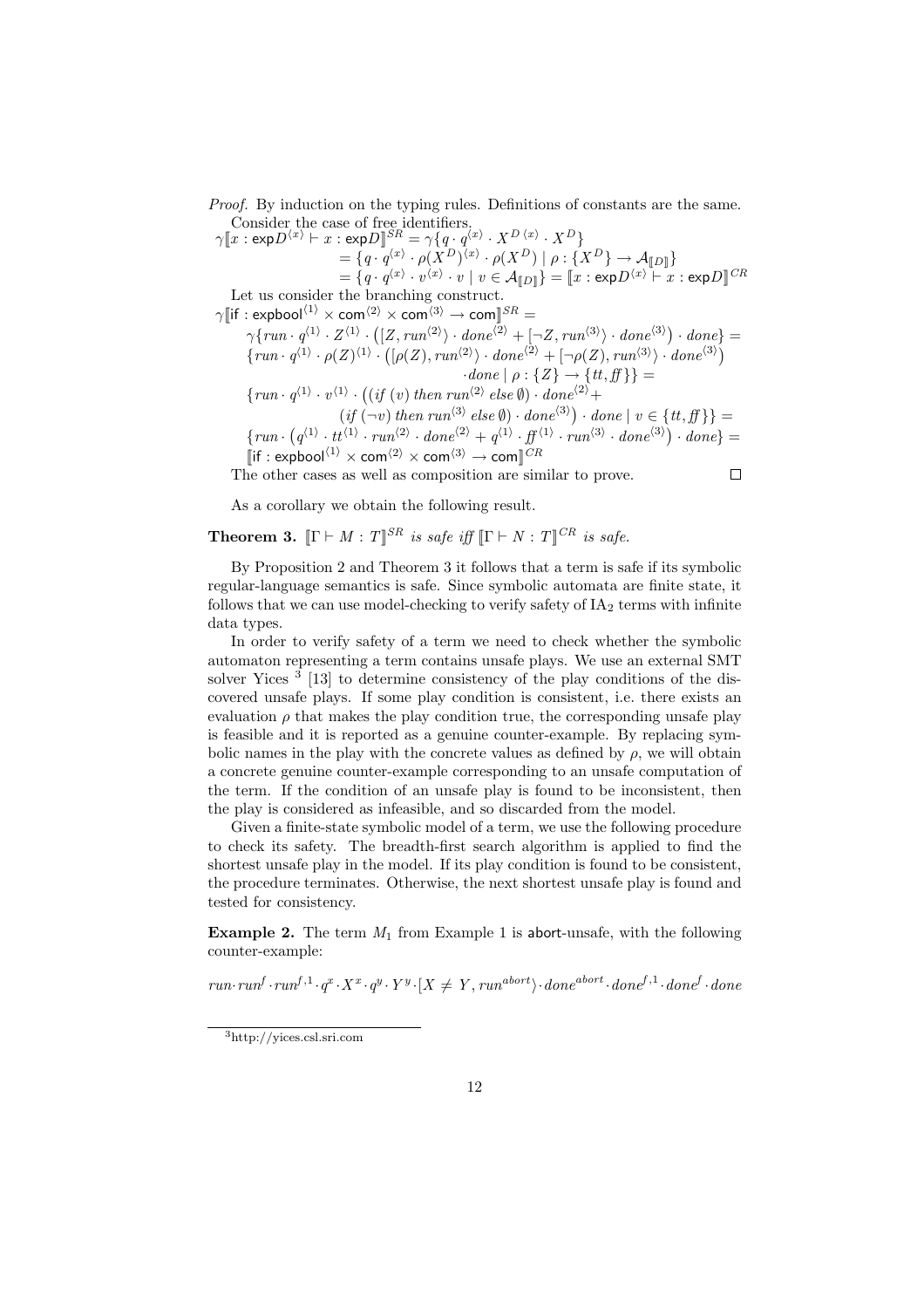*Proof.* By induction on the typing rules. Definitions of constants are the same.

Consider the case of free identifiers.

$$\gamma[\![x : \mathsf{exp}D^{\langle x \rangle} \vdash x : \mathsf{exp}D]\!]^{SR} = \gamma\{q \cdot q^{\langle x \rangle} \cdot X^{D\,\langle x \rangle} \cdot X^D\}$$
$$= \{q \cdot q^{\langle x \rangle} \cdot \rho(X^D)^{\langle x \rangle} \cdot \rho(X^D) \mid \rho : \{X^D\} \to \mathcal{A}_{[\![D]\!]}\}$$
$$= \{q \cdot q^{\langle x \rangle} \cdot v^{\langle x \rangle} \cdot v \mid v \in \mathcal{A}_{[\![D]\!]}\} = [\![x : \mathsf{exp}D^{\langle x \rangle} \vdash x : \mathsf{exp}D]\!]^{CR}$$

Let us consider the branching construct.

$$\gamma[\![\mathsf{if} : \mathsf{expbool}^{\langle 1 \rangle} \times \mathsf{com}^{\langle 2 \rangle} \times \mathsf{com}^{\langle 3 \rangle} \to \mathsf{com}]\!]^{SR} =$$
$$\gamma\{run \cdot q^{\langle 1 \rangle} \cdot Z^{\langle 1 \rangle} \cdot \big([Z, run^{\langle 2 \rangle}\rangle \cdot done^{\langle 2 \rangle} + [\neg Z, run^{\langle 3 \rangle}\rangle \cdot done^{\langle 3 \rangle}\big) \cdot done\} =$$
$$\{run \cdot q^{\langle 1 \rangle} \cdot \rho(Z)^{\langle 1 \rangle} \cdot \big([\rho(Z), run^{\langle 2 \rangle}\rangle \cdot done^{\langle 2 \rangle} + [\neg\rho(Z), run^{\langle 3 \rangle}\rangle \cdot done^{\langle 3 \rangle}\big)$$
$$\cdot done \mid \rho : \{Z\} \to \{tt, ff\}\} =$$
$$\{run \cdot q^{\langle 1 \rangle} \cdot v^{\langle 1 \rangle} \cdot \big((if\ (v)\ then\ run^{\langle 2 \rangle}\ else\ \emptyset) \cdot done^{\langle 2 \rangle} +$$
$$(if\ (\neg v)\ then\ run^{\langle 3 \rangle}\ else\ \emptyset) \cdot done^{\langle 3 \rangle}\big) \cdot done \mid v \in \{tt, ff\}\} =$$
$$\{run \cdot \big(q^{\langle 1 \rangle} \cdot tt^{\langle 1 \rangle} \cdot run^{\langle 2 \rangle} \cdot done^{\langle 2 \rangle} + q^{\langle 1 \rangle} \cdot ff^{\langle 1 \rangle} \cdot run^{\langle 3 \rangle} \cdot done^{\langle 3 \rangle}\big) \cdot done\} =$$
$$[\![\mathsf{if} : \mathsf{expbool}^{\langle 1 \rangle} \times \mathsf{com}^{\langle 2 \rangle} \times \mathsf{com}^{\langle 3 \rangle} \to \mathsf{com}]\!]^{CR}$$

The other cases as well as composition are similar to prove. □

As a corollary we obtain the following result.

**Theorem 3.** *$[\![\Gamma \vdash M : T]\!]^{SR}$ is safe iff $[\![\Gamma \vdash N : T]\!]^{CR}$ is safe.*

By Proposition 2 and Theorem 3 it follows that a term is safe if its symbolic regular-language semantics is safe. Since symbolic automata are finite state, it follows that we can use model-checking to verify safety of $\mathrm{IA}_2$ terms with infinite data types.

In order to verify safety of a term we need to check whether the symbolic automaton representing a term contains unsafe plays. We use an external SMT solver Yices [3] [13] to determine consistency of the play conditions of the discovered unsafe plays. If some play condition is consistent, i.e. there exists an evaluation $\rho$ that makes the play condition true, the corresponding unsafe play is feasible and it is reported as a genuine counter-example. By replacing symbolic names in the play with the concrete values as defined by $\rho$, we will obtain a concrete genuine counter-example corresponding to an unsafe computation of the term. If the condition of an unsafe play is found to be inconsistent, then the play is considered as infeasible, and so discarded from the model.

Given a finite-state symbolic model of a term, we use the following procedure to check its safety. The breadth-first search algorithm is applied to find the shortest unsafe play in the model. If its play condition is found to be consistent, the procedure terminates. Otherwise, the next shortest unsafe play is found and tested for consistency.

**Example 2.** The term $M_1$ from Example 1 is abort-unsafe, with the following counter-example:

$$run \cdot run^f \cdot run^{f,1} \cdot q^x \cdot X^x \cdot q^y \cdot Y^y \cdot [X \neq Y, run^{abort}\rangle \cdot done^{abort} \cdot done^{f,1} \cdot done^f \cdot done$$

[3] http://yices.csl.sri.com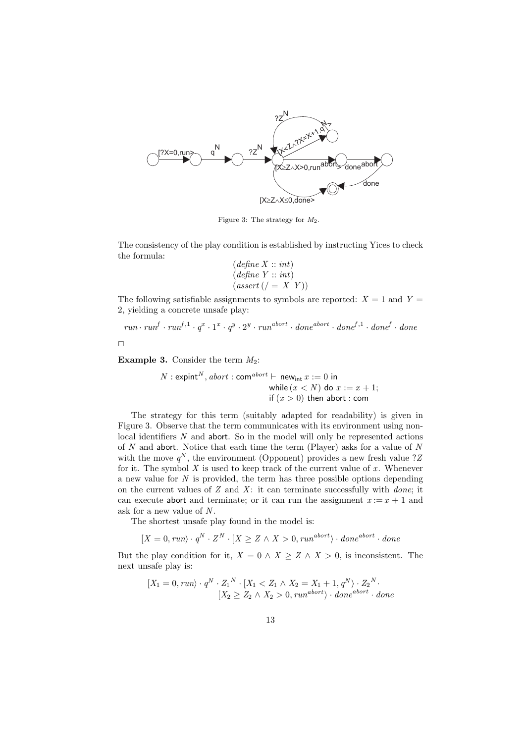Figure 3: The strategy for $M_2$.

The consistency of the play condition is established by instructing Yices to check the formula:

$$\begin{array}{l}(\mathit{define}\ X :: \mathit{int})\\ (\mathit{define}\ Y :: \mathit{int})\\ (\mathit{assert}\,(/ =\ X\ \ Y))\end{array}$$

The following satisfiable assignments to symbols are reported: $X = 1$ and $Y = 2$, yielding a concrete unsafe play:

$$run \cdot run^f \cdot run^{f,1} \cdot q^x \cdot 1^x \cdot q^y \cdot 2^y \cdot run^{abort} \cdot done^{abort} \cdot done^{f,1} \cdot done^f \cdot done$$

□

**Example 3.** Consider the term $M_2$:

$$N : \mathsf{expint}^N, abort : \mathsf{com}^{abort} \vdash \mathsf{new_{int}}\ x := 0 \text{ in } \mathsf{while}\,(x < N) \text{ do } x := x + 1; \ \mathsf{if}\ (x > 0) \text{ then abort} : \mathsf{com}$$

The strategy for this term (suitably adapted for readability) is given in Figure 3. Observe that the term communicates with its environment using non-local identifiers $N$ and abort. So in the model will only be represented actions of $N$ and abort. Notice that each time the term (Player) asks for a value of $N$ with the move $q^N$, the environment (Opponent) provides a new fresh value $?Z$ for it. The symbol $X$ is used to keep track of the current value of $x$. Whenever a new value for $N$ is provided, the term has three possible options depending on the current values of $Z$ and $X$: it can terminate successfully with *done*; it can execute abort and terminate; or it can run the assignment $x := x + 1$ and ask for a new value of $N$.

The shortest unsafe play found in the model is:

$$[X = 0, run\rangle \cdot q^N \cdot Z^N \cdot [X \geq Z \wedge X > 0, run^{abort}\rangle \cdot done^{abort} \cdot done$$

But the play condition for it, $X = 0 \wedge X \geq Z \wedge X > 0$, is inconsistent. The next unsafe play is:

$$[X_1 = 0, run\rangle \cdot q^N \cdot {Z_1}^N \cdot [X_1 < Z_1 \wedge X_2 = X_1 + 1, q^N\rangle \cdot {Z_2}^N \cdot [X_2 \geq Z_2 \wedge X_2 > 0, run^{abort}\rangle \cdot done^{abort} \cdot done$$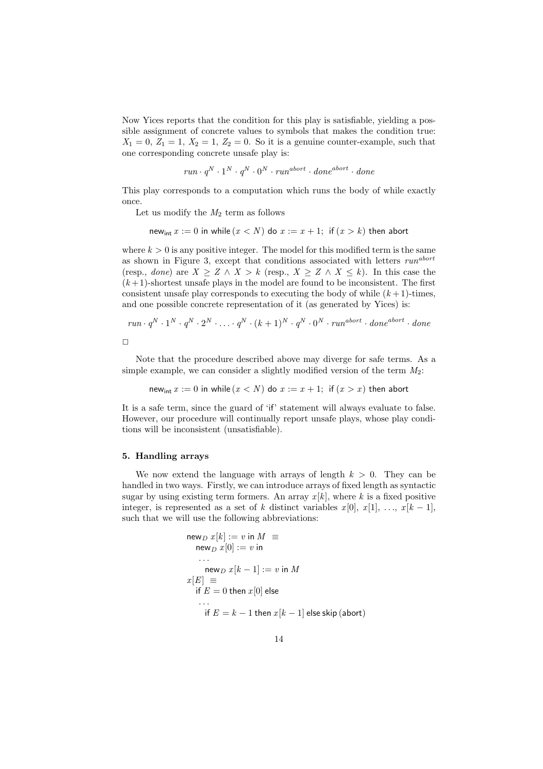Now Yices reports that the condition for this play is satisfiable, yielding a possible assignment of concrete values to symbols that makes the condition true: $X_1 = 0,\ Z_1 = 1,\ X_2 = 1,\ Z_2 = 0$. So it is a genuine counter-example, such that one corresponding concrete unsafe play is:

$$run \cdot q^N \cdot 1^N \cdot q^N \cdot 0^N \cdot run^{abort} \cdot done^{abort} \cdot done$$

This play corresponds to a computation which runs the body of while exactly once.

Let us modify the $M_2$ term as follows

$$\mathsf{new}_{\mathsf{int}}\ x := 0 \ \mathsf{in}\ \mathsf{while}\,(x < N)\ \mathsf{do}\ x := x + 1;\ \ \mathsf{if}\,(x > k)\ \mathsf{then}\ \mathsf{abort}$$

where $k > 0$ is any positive integer. The model for this modified term is the same as shown in Figure 3, except that conditions associated with letters $run^{abort}$ (resp., $done$) are $X \geq Z \wedge X > k$ (resp., $X \geq Z \wedge X \leq k$). In this case the $(k+1)$-shortest unsafe plays in the model are found to be inconsistent. The first consistent unsafe play corresponds to executing the body of while $(k+1)$-times, and one possible concrete representation of it (as generated by Yices) is:

$$run \cdot q^N \cdot 1^N \cdot q^N \cdot 2^N \cdot \ldots \cdot q^N \cdot (k+1)^N \cdot q^N \cdot 0^N \cdot run^{abort} \cdot done^{abort} \cdot done$$

$\Box$

Note that the procedure described above may diverge for safe terms. As a simple example, we can consider a slightly modified version of the term $M_2$:

$$\mathsf{new}_{\mathsf{int}}\ x := 0 \ \mathsf{in}\ \mathsf{while}\,(x < N)\ \mathsf{do}\ x := x + 1;\ \ \mathsf{if}\,(x > x)\ \mathsf{then}\ \mathsf{abort}$$

It is a safe term, since the guard of 'if' statement will always evaluate to false. However, our procedure will continually report unsafe plays, whose play conditions will be inconsistent (unsatisfiable).

### 5. Handling arrays

We now extend the language with arrays of length $k > 0$. They can be handled in two ways. Firstly, we can introduce arrays of fixed length as syntactic sugar by using existing term formers. An array $x[k]$, where $k$ is a fixed positive integer, is represented as a set of $k$ distinct variables $x[0],\ x[1],\ \ldots,\ x[k-1]$, such that we will use the following abbreviations:

$$
\begin{array}{l}
\mathsf{new}_D\ x[k] := v\ \mathsf{in}\ M \ \equiv \\
\quad \mathsf{new}_D\ x[0] := v\ \mathsf{in} \\
\quad\ \ldots \\
\qquad \mathsf{new}_D\ x[k-1] := v\ \mathsf{in}\ M \\
x[E] \ \equiv \\
\quad \mathsf{if}\ E = 0\ \mathsf{then}\ x[0]\ \mathsf{else} \\
\quad\ \ldots \\
\qquad \mathsf{if}\ E = k-1\ \mathsf{then}\ x[k-1]\ \mathsf{else\ skip}\ (\mathsf{abort})
\end{array}
$$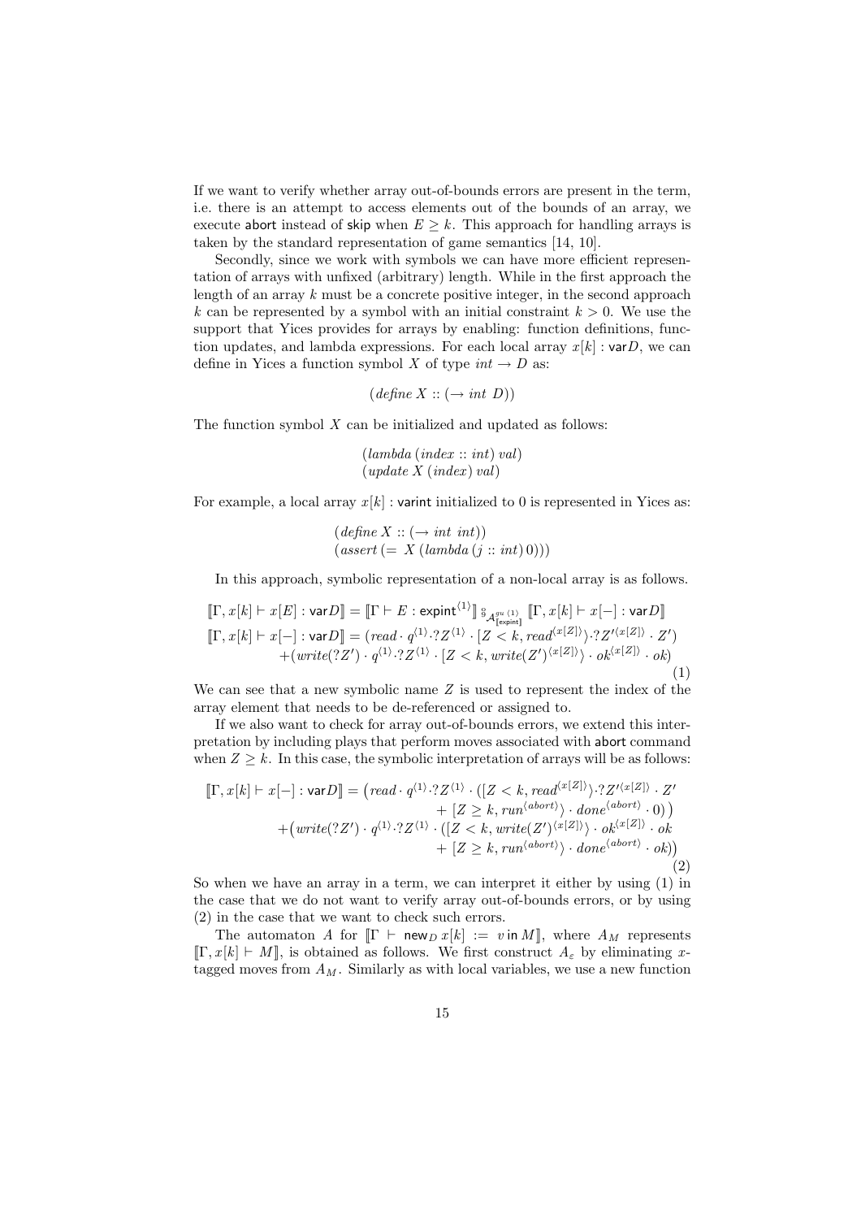If we want to verify whether array out-of-bounds errors are present in the term, i.e. there is an attempt to access elements out of the bounds of an array, we execute abort instead of skip when $E \geq k$. This approach for handling arrays is taken by the standard representation of game semantics [14, 10].

Secondly, since we work with symbols we can have more efficient representation of arrays with unfixed (arbitrary) length. While in the first approach the length of an array $k$ must be a concrete positive integer, in the second approach $k$ can be represented by a symbol with an initial constraint $k > 0$. We use the support that Yices provides for arrays by enabling: function definitions, function updates, and lambda expressions. For each local array $x[k] : \mathsf{var}D$, we can define in Yices a function symbol $X$ of type $int \rightarrow D$ as:

$$(\mathit{define}\ X :: (\rightarrow\ int\ D))$$

The function symbol $X$ can be initialized and updated as follows:

$$(\mathit{lambda}\ (\mathit{index} :: int)\ \mathit{val})$$
$$(\mathit{update}\ X\ (\mathit{index})\ \mathit{val})$$

For example, a local array $x[k] : \mathsf{varint}$ initialized to 0 is represented in Yices as:

$$(\mathit{define}\ X :: (\rightarrow\ int\ int))$$
$$(\mathit{assert}\ (=\ X\ (\mathit{lambda}\ (j :: int)\ 0)))$$

In this approach, symbolic representation of a non-local array is as follows.

$$\begin{aligned}
[\![\Gamma, x[k] \vdash x[E] : \mathsf{var}D]\!] &= [\![\Gamma \vdash E : \mathsf{expint}^{\langle 1 \rangle}]\!] \,{}_{\mathcal{A}^{gu\,\langle 1 \rangle}_{[\![\mathsf{expint}]\!]}}\, [\![\Gamma, x[k] \vdash x[-] : \mathsf{var}D]\!] \\
[\![\Gamma, x[k] \vdash x[-] : \mathsf{var}D]\!] &= (\mathit{read} \cdot q^{\langle 1 \rangle} \cdot ?Z^{\langle 1 \rangle} \cdot [Z < k, \mathit{read}^{\langle x[Z] \rangle}\rangle \cdot ?Z'^{\langle x[Z] \rangle} \cdot Z') \\
&\quad + (\mathit{write}(?Z') \cdot q^{\langle 1 \rangle} \cdot ?Z^{\langle 1 \rangle} \cdot [Z < k, \mathit{write}(Z')^{\langle x[Z] \rangle}\rangle \cdot ok^{\langle x[Z] \rangle} \cdot ok)
\end{aligned} \tag{1}$$

We can see that a new symbolic name $Z$ is used to represent the index of the array element that needs to be de-referenced or assigned to.

If we also want to check for array out-of-bounds errors, we extend this interpretation by including plays that perform moves associated with abort command when $Z \geq k$. In this case, the symbolic interpretation of arrays will be as follows:

$$\begin{aligned}
[\![\Gamma, x[k] \vdash x[-] : \mathsf{var}D]\!] &= \big(\mathit{read} \cdot q^{\langle 1 \rangle} \cdot ?Z^{\langle 1 \rangle} \cdot ([Z < k, \mathit{read}^{\langle x[Z] \rangle}\rangle \cdot ?Z'^{\langle x[Z] \rangle} \cdot Z' \\
&\qquad + [Z \geq k, \mathit{run}^{\langle abort \rangle}\rangle \cdot \mathit{done}^{\langle abort \rangle} \cdot 0)\big) \\
&\quad + \big(\mathit{write}(?Z') \cdot q^{\langle 1 \rangle} \cdot ?Z^{\langle 1 \rangle} \cdot ([Z < k, \mathit{write}(Z')^{\langle x[Z] \rangle}\rangle \cdot ok^{\langle x[Z] \rangle} \cdot ok \\
&\qquad + [Z \geq k, \mathit{run}^{\langle abort \rangle}\rangle \cdot \mathit{done}^{\langle abort \rangle} \cdot ok)\big)
\end{aligned} \tag{2}$$

So when we have an array in a term, we can interpret it either by using (1) in the case that we do not want to verify array out-of-bounds errors, or by using (2) in the case that we want to check such errors.

The automaton $A$ for $[\![\Gamma \vdash \mathsf{new}_D\, x[k] := v \,\mathsf{in}\, M]\!]$, where $A_M$ represents $[\![\Gamma, x[k] \vdash M]\!]$, is obtained as follows. We first construct $A_\varepsilon$ by eliminating $x$-tagged moves from $A_M$. Similarly as with local variables, we use a new function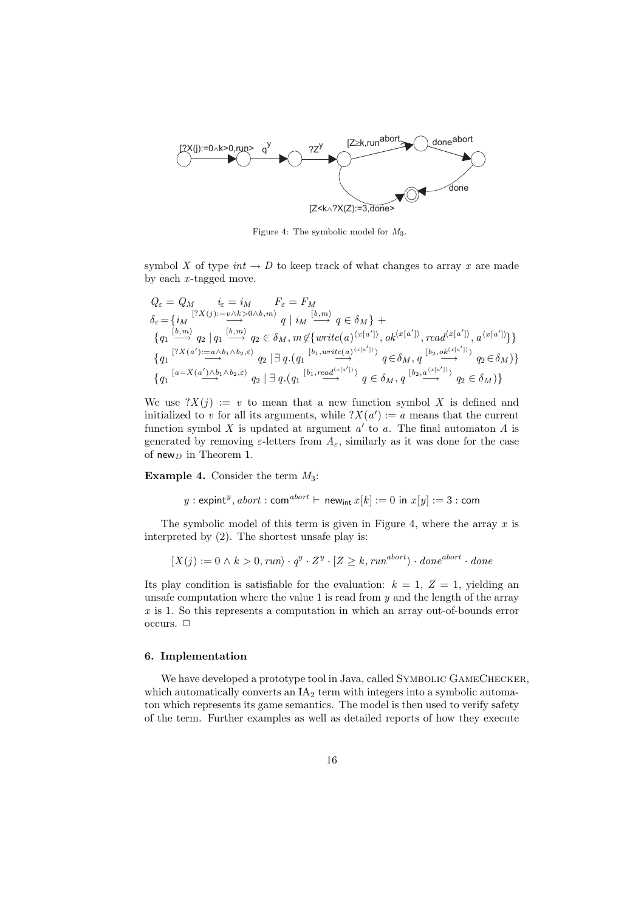Figure 4: The symbolic model for $M_3$.

symbol $X$ of type $int \to D$ to keep track of what changes to array $x$ are made by each $x$-tagged move.

$$
\begin{aligned}
&Q_\varepsilon = Q_M \qquad i_\varepsilon = i_M \qquad F_\varepsilon = F_M \\
&\delta_\varepsilon = \{ i_M \stackrel{[?X(j):=v \wedge k>0 \wedge b, m\rangle}{\longrightarrow} q \mid i_M \stackrel{[b,m\rangle}{\longrightarrow} q \in \delta_M \} + \\
&\{ q_1 \stackrel{[b,m\rangle}{\longrightarrow} q_2 \mid q_1 \stackrel{[b,m\rangle}{\longrightarrow} q_2 \in \delta_M, m \notin \{ write(a)^{\langle x[a'] \rangle}, ok^{\langle x[a'] \rangle}, read^{\langle x[a'] \rangle}, a^{\langle x[a'] \rangle} \} \} \\
&\{ q_1 \stackrel{[?X(a'):=a \wedge b_1 \wedge b_2, \varepsilon\rangle}{\longrightarrow} q_2 \mid \exists\, q. (q_1 \stackrel{[b_1, write(a)^{\langle x[a'] \rangle}\rangle}{\longrightarrow} q \in \delta_M, q \stackrel{[b_2, ok^{\langle x[a'] \rangle}\rangle}{\longrightarrow} q_2 \in \delta_M) \} \\
&\{ q_1 \stackrel{[a=X(a') \wedge b_1 \wedge b_2, \varepsilon\rangle}{\longrightarrow} q_2 \mid \exists\, q. (q_1 \stackrel{[b_1, read^{\langle x[a'] \rangle}\rangle}{\longrightarrow} q \in \delta_M, q \stackrel{[b_2, a^{\langle x[a'] \rangle}\rangle}{\longrightarrow} q_2 \in \delta_M) \}
\end{aligned}
$$

We use $?X(j) := v$ to mean that a new function symbol $X$ is defined and initialized to $v$ for all its arguments, while $?X(a') := a$ means that the current function symbol $X$ is updated at argument $a'$ to $a$. The final automaton $A$ is generated by removing $\varepsilon$-letters from $A_\varepsilon$, similarly as it was done for the case of $\mathsf{new}_D$ in Theorem 1.

**Example 4.** Consider the term $M_3$:

$$y : \mathsf{expint}^y, abort : \mathsf{com}^{abort} \vdash \mathsf{new_{int}}\ x[k] := 0 \ \mathsf{in}\ x[y] := 3 : \mathsf{com}$$

The symbolic model of this term is given in Figure 4, where the array $x$ is interpreted by (2). The shortest unsafe play is:

$$[X(j) := 0 \wedge k > 0, run\rangle \cdot q^y \cdot Z^y \cdot [Z \geq k, run^{abort}\rangle \cdot done^{abort} \cdot done$$

Its play condition is satisfiable for the evaluation: $k = 1$, $Z = 1$, yielding an unsafe computation where the value 1 is read from $y$ and the length of the array $x$ is 1. So this represents a computation in which an array out-of-bounds error occurs. □

### 6. Implementation

We have developed a prototype tool in Java, called SYMBOLIC GAMECHECKER, which automatically converts an $\mathrm{IA}_2$ term with integers into a symbolic automaton which represents its game semantics. The model is then used to verify safety of the term. Further examples as well as detailed reports of how they execute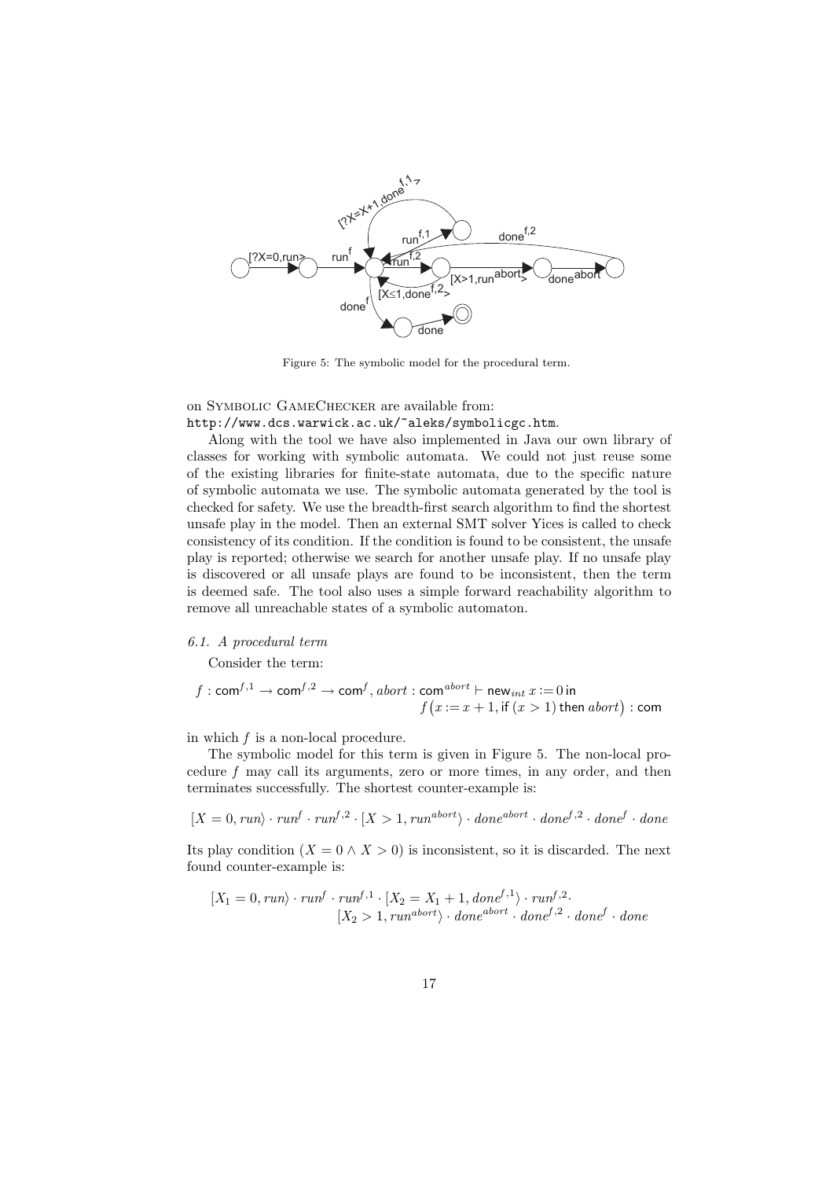Figure 5: The symbolic model for the procedural term.

on Symbolic GameChecker are available from:
http://www.dcs.warwick.ac.uk/~aleks/symbolicgc.htm.

Along with the tool we have also implemented in Java our own library of classes for working with symbolic automata. We could not just reuse some of the existing libraries for finite-state automata, due to the specific nature of symbolic automata we use. The symbolic automata generated by the tool is checked for safety. We use the breadth-first search algorithm to find the shortest unsafe play in the model. Then an external SMT solver Yices is called to check consistency of its condition. If the condition is found to be consistent, the unsafe play is reported; otherwise we search for another unsafe play. If no unsafe play is discovered or all unsafe plays are found to be inconsistent, then the term is deemed safe. The tool also uses a simple forward reachability algorithm to remove all unreachable states of a symbolic automaton.

### 6.1. A procedural term

Consider the term:

$$f : \mathsf{com}^{f,1} \to \mathsf{com}^{f,2} \to \mathsf{com}^{f}, abort : \mathsf{com}^{abort} \vdash \mathsf{new}_{int}\, x := 0 \;\mathsf{in} \\ f\big(x := x+1, \mathsf{if}\ (x>1)\ \mathsf{then}\ abort\big) : \mathsf{com}$$

in which $f$ is a non-local procedure.

The symbolic model for this term is given in Figure 5. The non-local procedure $f$ may call its arguments, zero or more times, in any order, and then terminates successfully. The shortest counter-example is:

$$[X=0, run\rangle \cdot run^{f} \cdot run^{f,2} \cdot [X>1, run^{abort}\rangle \cdot done^{abort} \cdot done^{f,2} \cdot done^{f} \cdot done$$

Its play condition $(X = 0 \wedge X > 0)$ is inconsistent, so it is discarded. The next found counter-example is:

$$[X_1=0, run\rangle \cdot run^{f} \cdot run^{f,1} \cdot [X_2 = X_1+1, done^{f,1}\rangle \cdot run^{f,2} \cdot \\ [X_2>1, run^{abort}\rangle \cdot done^{abort} \cdot done^{f,2} \cdot done^{f} \cdot done$$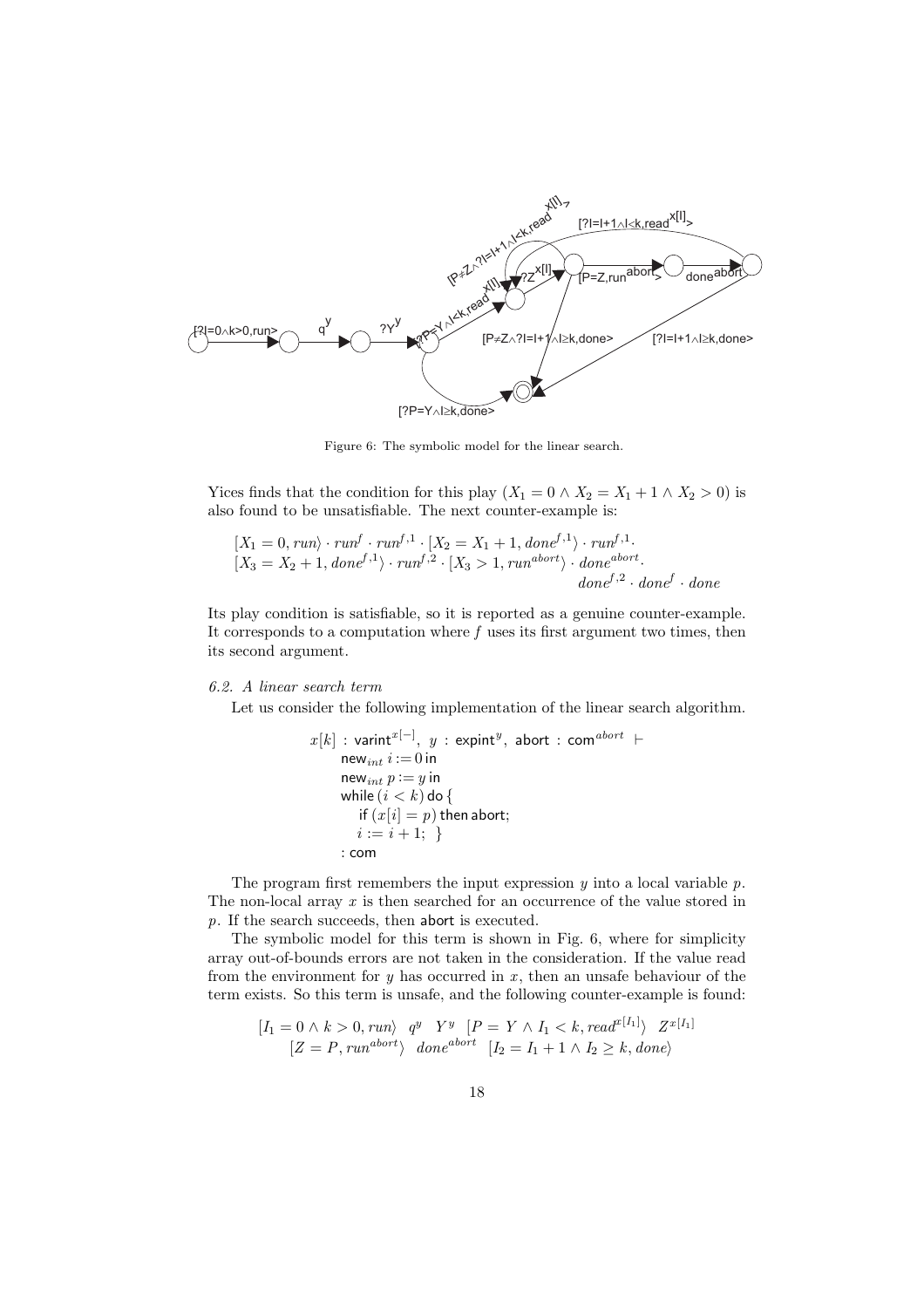Figure 6: The symbolic model for the linear search.

Yices finds that the condition for this play ($X_1 = 0 \wedge X_2 = X_1 + 1 \wedge X_2 > 0$) is also found to be unsatisfiable. The next counter-example is:

$$[X_1 = 0, run\rangle \cdot run^f \cdot run^{f,1} \cdot [X_2 = X_1 + 1, done^{f,1}\rangle \cdot run^{f,1} \cdot [X_3 = X_2 + 1, done^{f,1}\rangle \cdot run^{f,2} \cdot [X_3 > 1, run^{abort}\rangle \cdot done^{abort} \cdot done^{f,2} \cdot done^f \cdot done$$

Its play condition is satisfiable, so it is reported as a genuine counter-example. It corresponds to a computation where $f$ uses its first argument two times, then its second argument.

### 6.2. A linear search term

Let us consider the following implementation of the linear search algorithm.

$$
\begin{array}{l}
x[k] : \mathsf{varint}^{x[-]},\ y : \mathsf{expint}^y,\ \mathsf{abort} : \mathsf{com}^{abort} \vdash \\
\quad \mathsf{new}_{int}\ i := 0\ \mathsf{in} \\
\quad \mathsf{new}_{int}\ p := y\ \mathsf{in} \\
\quad \mathsf{while}\ (i < k)\ \mathsf{do}\ \{ \\
\qquad \mathsf{if}\ (x[i] = p)\ \mathsf{then\ abort}; \\
\qquad i := i + 1;\ \ \} \\
\quad : \mathsf{com}
\end{array}
$$

The program first remembers the input expression $y$ into a local variable $p$. The non-local array $x$ is then searched for an occurrence of the value stored in $p$. If the search succeeds, then abort is executed.

The symbolic model for this term is shown in Fig. 6, where for simplicity array out-of-bounds errors are not taken in the consideration. If the value read from the environment for $y$ has occurred in $x$, then an unsafe behaviour of the term exists. So this term is unsafe, and the following counter-example is found:

$$[I_1 = 0 \wedge k > 0, run\rangle \quad q^y \quad Y^y \quad [P = Y \wedge I_1 < k, read^{x[I_1]}\rangle \quad Z^{x[I_1]}$$
$$[Z = P, run^{abort}\rangle \quad done^{abort} \quad [I_2 = I_1 + 1 \wedge I_2 \geq k, done\rangle$$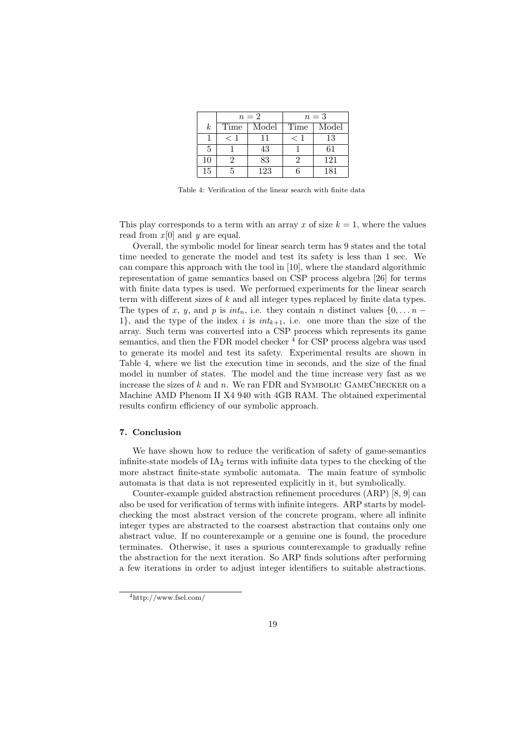| | $n=2$ | | $n=3$ | |
|---|---|---|---|---|
| $k$ | Time | Model | Time | Model |
| 1 | $<1$ | 11 | $<1$ | 13 |
| 5 | 1 | 43 | 1 | 61 |
| 10 | 2 | 83 | 2 | 121 |
| 15 | 5 | 123 | 6 | 181 |

Table 4: Verification of the linear search with finite data

This play corresponds to a term with an array $x$ of size $k = 1$, where the values read from $x[0]$ and $y$ are equal.

Overall, the symbolic model for linear search term has 9 states and the total time needed to generate the model and test its safety is less than 1 sec. We can compare this approach with the tool in [10], where the standard algorithmic representation of game semantics based on CSP process algebra [26] for terms with finite data types is used. We performed experiments for the linear search term with different sizes of $k$ and all integer types replaced by finite data types. The types of $x$, $y$, and $p$ is $int_n$, i.e. they contain $n$ distinct values $\{0, \ldots n-1\}$, and the type of the index $i$ is $int_{k+1}$, i.e. one more than the size of the array. Such term was converted into a CSP process which represents its game semantics, and then the FDR model checker [4] for CSP process algebra was used to generate its model and test its safety. Experimental results are shown in Table 4, where we list the execution time in seconds, and the size of the final model in number of states. The model and the time increase very fast as we increase the sizes of $k$ and $n$. We ran FDR and Symbolic GameChecker on a Machine AMD Phenom II X4 940 with 4GB RAM. The obtained experimental results confirm efficiency of our symbolic approach.

### 7. Conclusion

We have shown how to reduce the verification of safety of game-semantics infinite-state models of $\mathrm{IA}_2$ terms with infinite data types to the checking of the more abstract finite-state symbolic automata. The main feature of symbolic automata is that data is not represented explicitly in it, but symbolically.

Counter-example guided abstraction refinement procedures (ARP) [8, 9] can also be used for verification of terms with infinite integers. ARP starts by model-checking the most abstract version of the concrete program, where all infinite integer types are abstracted to the coarsest abstraction that contains only one abstract value. If no counterexample or a genuine one is found, the procedure terminates. Otherwise, it uses a spurious counterexample to gradually refine the abstraction for the next iteration. So ARP finds solutions after performing a few iterations in order to adjust integer identifiers to suitable abstractions.

[4] http://www.fsel.com/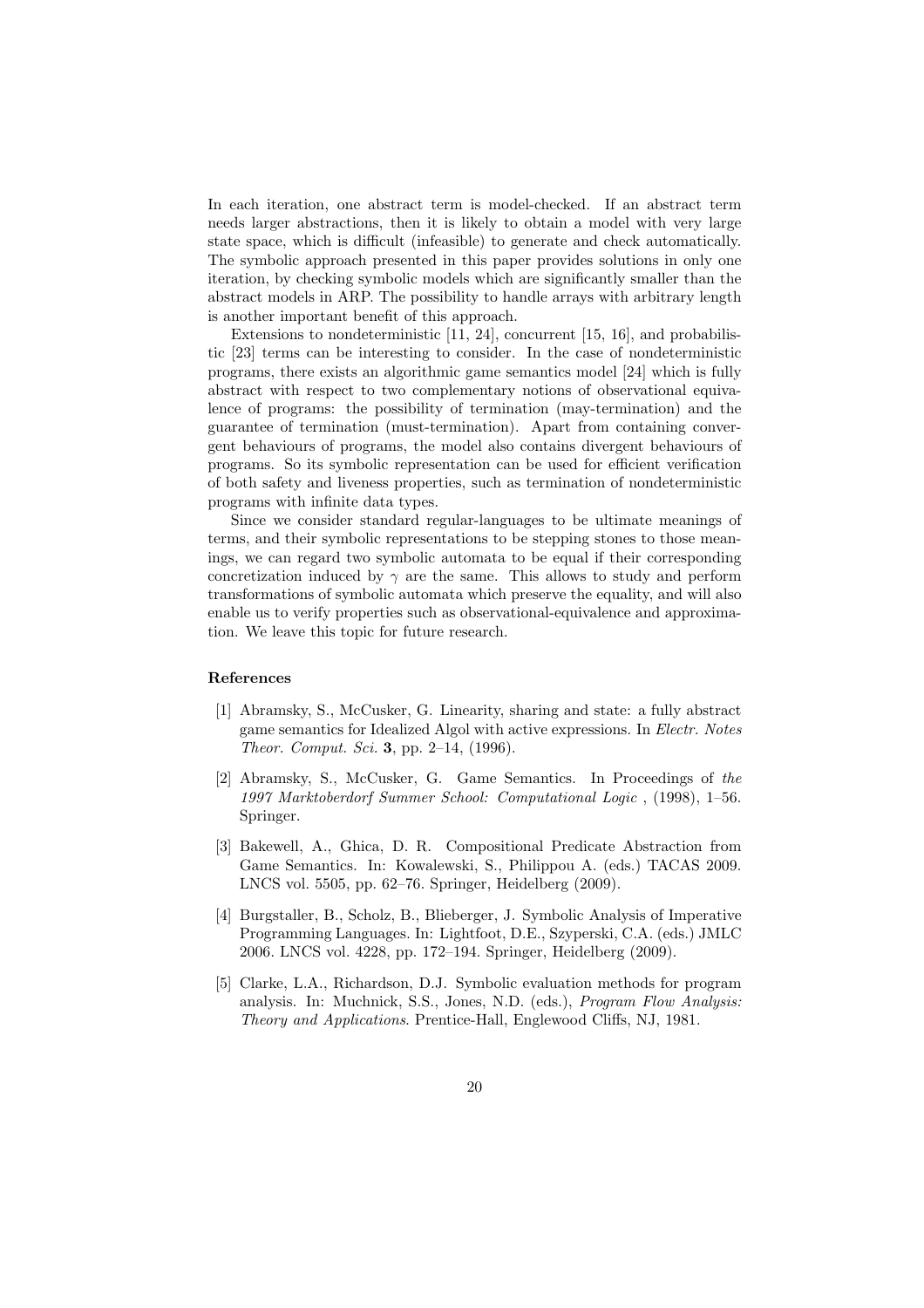In each iteration, one abstract term is model-checked. If an abstract term needs larger abstractions, then it is likely to obtain a model with very large state space, which is difficult (infeasible) to generate and check automatically. The symbolic approach presented in this paper provides solutions in only one iteration, by checking symbolic models which are significantly smaller than the abstract models in ARP. The possibility to handle arrays with arbitrary length is another important benefit of this approach.

Extensions to nondeterministic [11, 24], concurrent [15, 16], and probabilistic [23] terms can be interesting to consider. In the case of nondeterministic programs, there exists an algorithmic game semantics model [24] which is fully abstract with respect to two complementary notions of observational equivalence of programs: the possibility of termination (may-termination) and the guarantee of termination (must-termination). Apart from containing convergent behaviours of programs, the model also contains divergent behaviours of programs. So its symbolic representation can be used for efficient verification of both safety and liveness properties, such as termination of nondeterministic programs with infinite data types.

Since we consider standard regular-languages to be ultimate meanings of terms, and their symbolic representations to be stepping stones to those meanings, we can regard two symbolic automata to be equal if their corresponding concretization induced by $\gamma$ are the same. This allows to study and perform transformations of symbolic automata which preserve the equality, and will also enable us to verify properties such as observational-equivalence and approximation. We leave this topic for future research.

### References

[1] Abramsky, S., McCusker, G. Linearity, sharing and state: a fully abstract game semantics for Idealized Algol with active expressions. In *Electr. Notes Theor. Comput. Sci.* **3**, pp. 2–14, (1996).

[2] Abramsky, S., McCusker, G. Game Semantics. In Proceedings of *the 1997 Marktoberdorf Summer School: Computational Logic* , (1998), 1–56. Springer.

[3] Bakewell, A., Ghica, D. R. Compositional Predicate Abstraction from Game Semantics. In: Kowalewski, S., Philippou A. (eds.) TACAS 2009. LNCS vol. 5505, pp. 62–76. Springer, Heidelberg (2009).

[4] Burgstaller, B., Scholz, B., Blieberger, J. Symbolic Analysis of Imperative Programming Languages. In: Lightfoot, D.E., Szyperski, C.A. (eds.) JMLC 2006. LNCS vol. 4228, pp. 172–194. Springer, Heidelberg (2009).

[5] Clarke, L.A., Richardson, D.J. Symbolic evaluation methods for program analysis. In: Muchnick, S.S., Jones, N.D. (eds.), *Program Flow Analysis: Theory and Applications*. Prentice-Hall, Englewood Cliffs, NJ, 1981.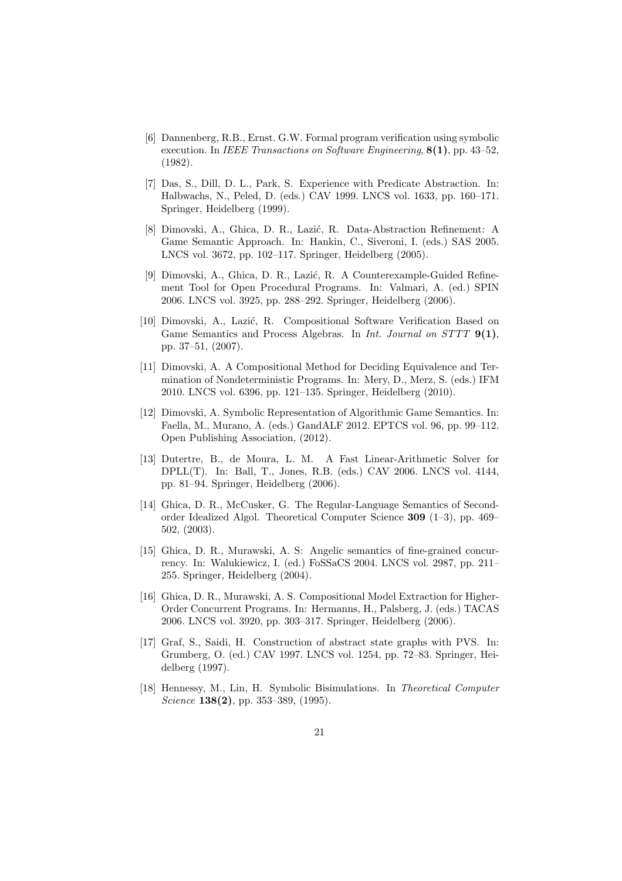[6] Dannenberg, R.B., Ernst. G.W. Formal program verification using symbolic execution. In *IEEE Transactions on Software Engineering*, **8(1)**, pp. 43–52, (1982).

[7] Das, S., Dill, D. L., Park, S. Experience with Predicate Abstraction. In: Halbwachs, N., Peled, D. (eds.) CAV 1999. LNCS vol. 1633, pp. 160–171. Springer, Heidelberg (1999).

[8] Dimovski, A., Ghica, D. R., Lazić, R. Data-Abstraction Refinement: A Game Semantic Approach. In: Hankin, C., Siveroni, I. (eds.) SAS 2005. LNCS vol. 3672, pp. 102–117. Springer, Heidelberg (2005).

[9] Dimovski, A., Ghica, D. R., Lazić, R. A Counterexample-Guided Refinement Tool for Open Procedural Programs. In: Valmari, A. (ed.) SPIN 2006. LNCS vol. 3925, pp. 288–292. Springer, Heidelberg (2006).

[10] Dimovski, A., Lazić, R. Compositional Software Verification Based on Game Semantics and Process Algebras. In *Int. Journal on STTT* **9(1)**, pp. 37–51, (2007).

[11] Dimovski, A. A Compositional Method for Deciding Equivalence and Termination of Nondeterministic Programs. In: Mery, D., Merz, S. (eds.) IFM 2010. LNCS vol. 6396, pp. 121–135. Springer, Heidelberg (2010).

[12] Dimovski, A. Symbolic Representation of Algorithmic Game Semantics. In: Faella, M., Murano, A. (eds.) GandALF 2012. EPTCS vol. 96, pp. 99–112. Open Publishing Association, (2012).

[13] Dutertre, B., de Moura, L. M. A Fast Linear-Arithmetic Solver for DPLL(T). In: Ball, T., Jones, R.B. (eds.) CAV 2006. LNCS vol. 4144, pp. 81–94. Springer, Heidelberg (2006).

[14] Ghica, D. R., McCusker, G. The Regular-Language Semantics of Second-order Idealized Algol. Theoretical Computer Science **309** (1–3), pp. 469–502, (2003).

[15] Ghica, D. R., Murawski, A. S: Angelic semantics of fine-grained concurrency. In: Walukiewicz, I. (ed.) FoSSaCS 2004. LNCS vol. 2987, pp. 211–255. Springer, Heidelberg (2004).

[16] Ghica, D. R., Murawski, A. S. Compositional Model Extraction for Higher-Order Concurrent Programs. In: Hermanns, H., Palsberg, J. (eds.) TACAS 2006. LNCS vol. 3920, pp. 303–317. Springer, Heidelberg (2006).

[17] Graf, S., Saidi, H. Construction of abstract state graphs with PVS. In: Grumberg, O. (ed.) CAV 1997. LNCS vol. 1254, pp. 72–83. Springer, Heidelberg (1997).

[18] Hennessy, M., Lin, H. Symbolic Bisimulations. In *Theoretical Computer Science* **138(2)**, pp. 353–389, (1995).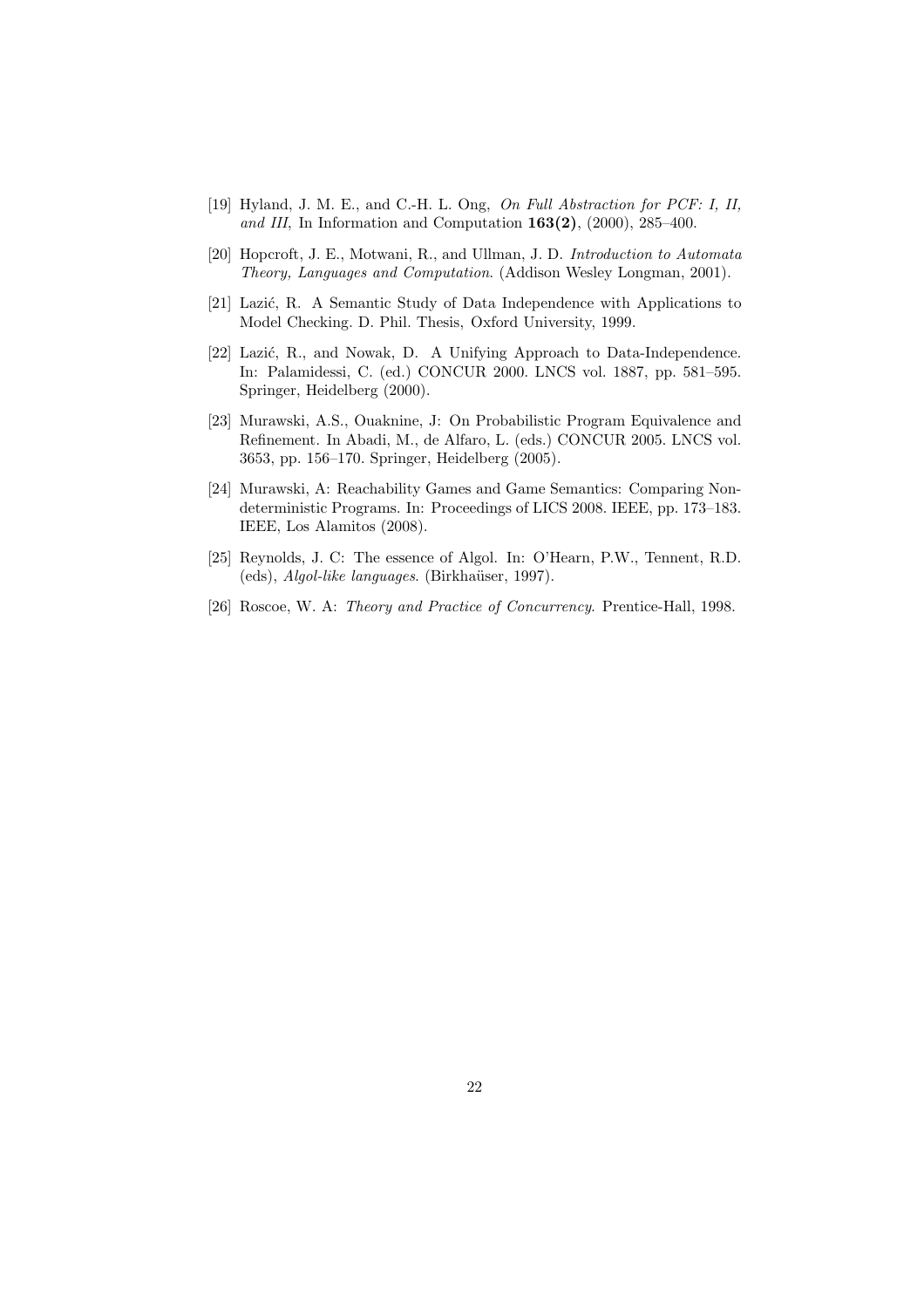[19] Hyland, J. M. E., and C.-H. L. Ong, *On Full Abstraction for PCF: I, II, and III*, In Information and Computation **163(2)**, (2000), 285–400.

[20] Hopcroft, J. E., Motwani, R., and Ullman, J. D. *Introduction to Automata Theory, Languages and Computation*. (Addison Wesley Longman, 2001).

[21] Lazić, R. A Semantic Study of Data Independence with Applications to Model Checking. D. Phil. Thesis, Oxford University, 1999.

[22] Lazić, R., and Nowak, D. A Unifying Approach to Data-Independence. In: Palamidessi, C. (ed.) CONCUR 2000. LNCS vol. 1887, pp. 581–595. Springer, Heidelberg (2000).

[23] Murawski, A.S., Ouaknine, J: On Probabilistic Program Equivalence and Refinement. In Abadi, M., de Alfaro, L. (eds.) CONCUR 2005. LNCS vol. 3653, pp. 156–170. Springer, Heidelberg (2005).

[24] Murawski, A: Reachability Games and Game Semantics: Comparing Nondeterministic Programs. In: Proceedings of LICS 2008. IEEE, pp. 173–183. IEEE, Los Alamitos (2008).

[25] Reynolds, J. C: The essence of Algol. In: O'Hearn, P.W., Tennent, R.D. (eds), *Algol-like languages*. (Birkhaüser, 1997).

[26] Roscoe, W. A: *Theory and Practice of Concurrency*. Prentice-Hall, 1998.